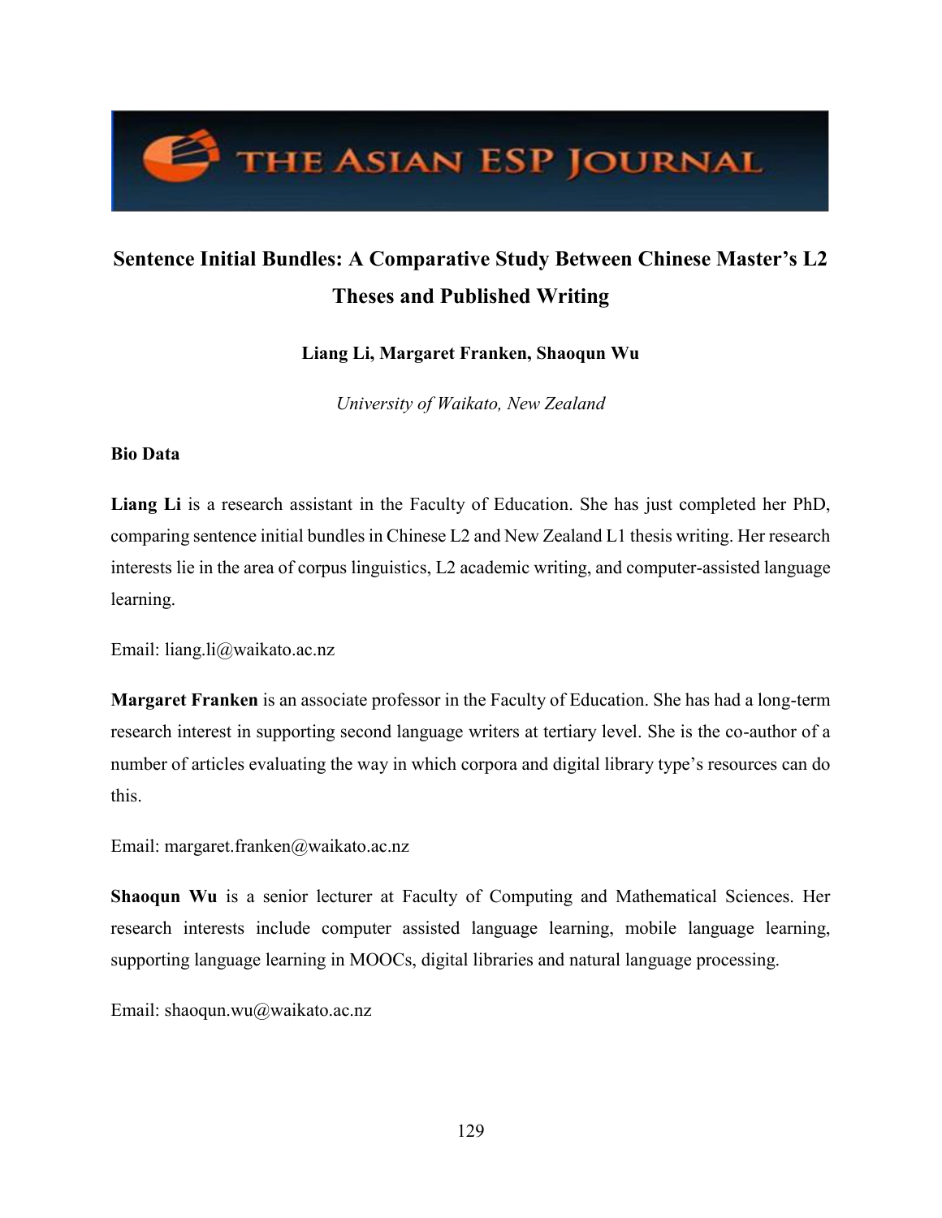# Sentence Initial Bundles: A Comparative Study Between Chinese Master's L2 Theses and Published Writing

**Liang Li, Margaret Franken, Shaoqun Wu**

*University of Waikato, New Zealand*

**Bio Data**

**Liang Li** is a research assistant in the Faculty of Education. She has just completed her PhD, comparing sentence initial bundles in Chinese L2 and New Zealand L1 thesis writing. Her research interests lie in the area of corpus linguistics, L2 academic writing, and computer-assisted language learning.

Email: liang.li@waikato.ac.nz

**Margaret Franken** is an associate professor in the Faculty of Education. She has had a long-term research interest in supporting second language writers at tertiary level. She is the co-author of a number of articles evaluating the way in which corpora and digital library type's resources can do this.

Email: margaret.franken@waikato.ac.nz

**Shaoqun Wu** is a senior lecturer at Faculty of Computing and Mathematical Sciences. Her research interests include computer assisted language learning, mobile language learning, supporting language learning in MOOCs, digital libraries and natural language processing.

Email: shaoqun.wu@waikato.ac.nz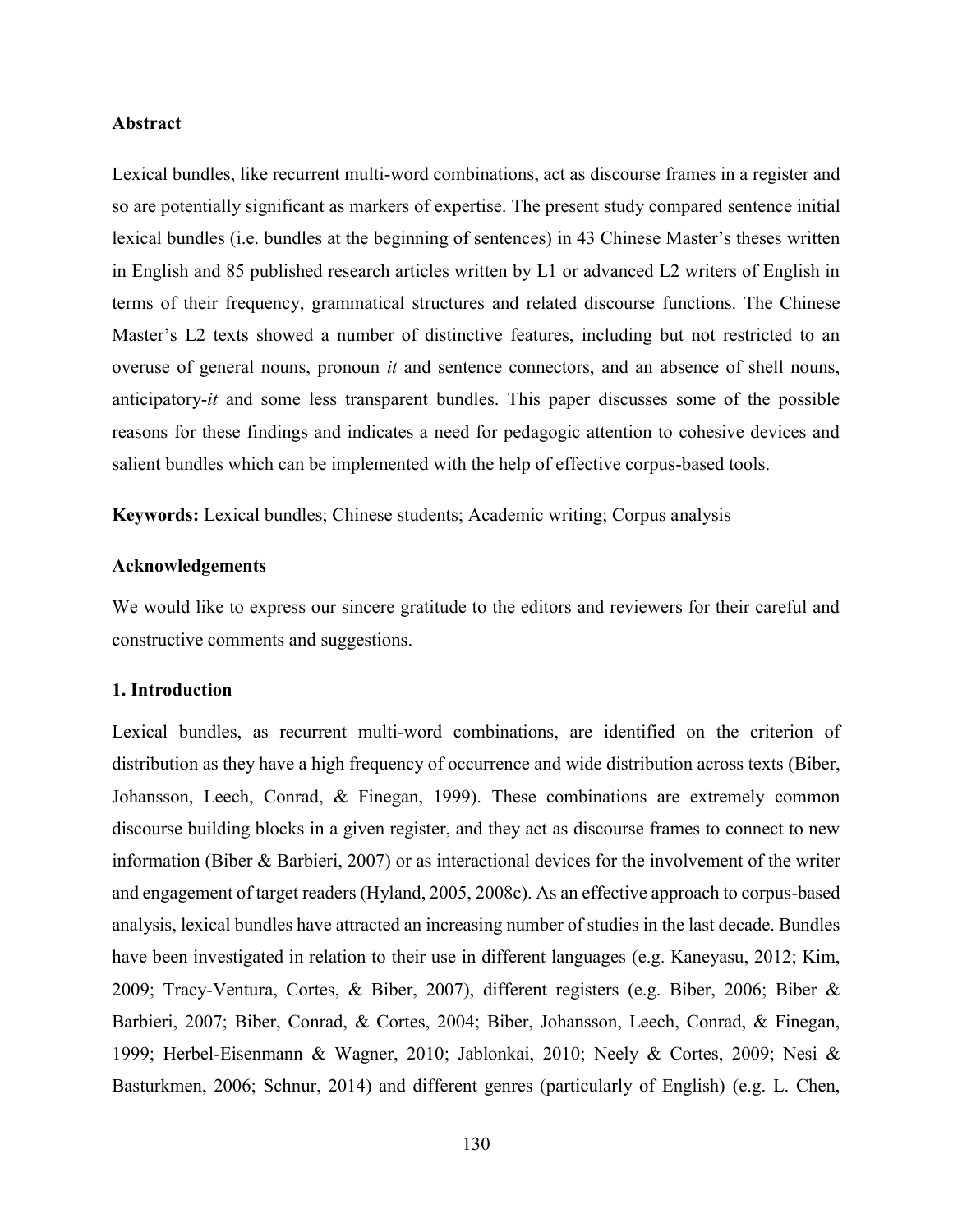**Abstract**

Lexical bundles, like recurrent multi-word combinations, act as discourse frames in a register and so are potentially significant as markers of expertise. The present study compared sentence initial lexical bundles (i.e. bundles at the beginning of sentences) in 43 Chinese Master's theses written in English and 85 published research articles written by L1 or advanced L2 writers of English in terms of their frequency, grammatical structures and related discourse functions. The Chinese Master's L2 texts showed a number of distinctive features, including but not restricted to an overuse of general nouns, pronoun *it* and sentence connectors, and an absence of shell nouns, anticipatory-*it* and some less transparent bundles. This paper discusses some of the possible reasons for these findings and indicates a need for pedagogic attention to cohesive devices and salient bundles which can be implemented with the help of effective corpus-based tools.

**Keywords:** Lexical bundles; Chinese students; Academic writing; Corpus analysis

**Acknowledgements**

We would like to express our sincere gratitude to the editors and reviewers for their careful and constructive comments and suggestions.

**1. Introduction**

Lexical bundles, as recurrent multi-word combinations, are identified on the criterion of distribution as they have a high frequency of occurrence and wide distribution across texts (Biber, Johansson, Leech, Conrad, & Finegan, 1999). These combinations are extremely common discourse building blocks in a given register, and they act as discourse frames to connect to new information (Biber & Barbieri, 2007) or as interactional devices for the involvement of the writer and engagement of target readers (Hyland, 2005, 2008c). As an effective approach to corpus-based analysis, lexical bundles have attracted an increasing number of studies in the last decade. Bundles have been investigated in relation to their use in different languages (e.g. Kaneyasu, 2012; Kim, 2009; Tracy-Ventura, Cortes, & Biber, 2007), different registers (e.g. Biber, 2006; Biber & Barbieri, 2007; Biber, Conrad, & Cortes, 2004; Biber, Johansson, Leech, Conrad, & Finegan, 1999; Herbel-Eisenmann & Wagner, 2010; Jablonkai, 2010; Neely & Cortes, 2009; Nesi & Basturkmen, 2006; Schnur, 2014) and different genres (particularly of English) (e.g. L. Chen,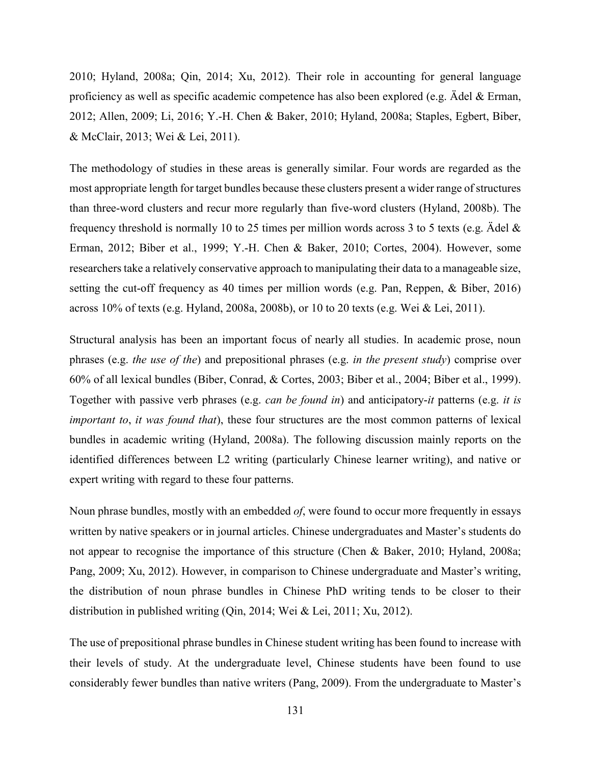2010; Hyland, 2008a; Qin, 2014; Xu, 2012). Their role in accounting for general language proficiency as well as specific academic competence has also been explored (e.g. Ädel & Erman, 2012; Allen, 2009; Li, 2016; Y.-H. Chen & Baker, 2010; Hyland, 2008a; Staples, Egbert, Biber, & McClair, 2013; Wei & Lei, 2011).

The methodology of studies in these areas is generally similar. Four words are regarded as the most appropriate length for target bundles because these clusters present a wider range of structures than three-word clusters and recur more regularly than five-word clusters (Hyland, 2008b). The frequency threshold is normally 10 to 25 times per million words across 3 to 5 texts (e.g. Ädel & Erman, 2012; Biber et al., 1999; Y.-H. Chen & Baker, 2010; Cortes, 2004). However, some researchers take a relatively conservative approach to manipulating their data to a manageable size, setting the cut-off frequency as 40 times per million words (e.g. Pan, Reppen, & Biber, 2016) across 10% of texts (e.g. Hyland, 2008a, 2008b), or 10 to 20 texts (e.g. Wei & Lei, 2011).

Structural analysis has been an important focus of nearly all studies. In academic prose, noun phrases (e.g. *the use of the*) and prepositional phrases (e.g. *in the present study*) comprise over 60% of all lexical bundles (Biber, Conrad, & Cortes, 2003; Biber et al., 2004; Biber et al., 1999). Together with passive verb phrases (e.g. *can be found in*) and anticipatory-*it* patterns (e.g. *it is important to*, *it was found that*), these four structures are the most common patterns of lexical bundles in academic writing (Hyland, 2008a). The following discussion mainly reports on the identified differences between L2 writing (particularly Chinese learner writing), and native or expert writing with regard to these four patterns.

Noun phrase bundles, mostly with an embedded *of*, were found to occur more frequently in essays written by native speakers or in journal articles. Chinese undergraduates and Master's students do not appear to recognise the importance of this structure (Chen & Baker, 2010; Hyland, 2008a; Pang, 2009; Xu, 2012). However, in comparison to Chinese undergraduate and Master's writing, the distribution of noun phrase bundles in Chinese PhD writing tends to be closer to their distribution in published writing (Qin, 2014; Wei & Lei, 2011; Xu, 2012).

The use of prepositional phrase bundles in Chinese student writing has been found to increase with their levels of study. At the undergraduate level, Chinese students have been found to use considerably fewer bundles than native writers (Pang, 2009). From the undergraduate to Master's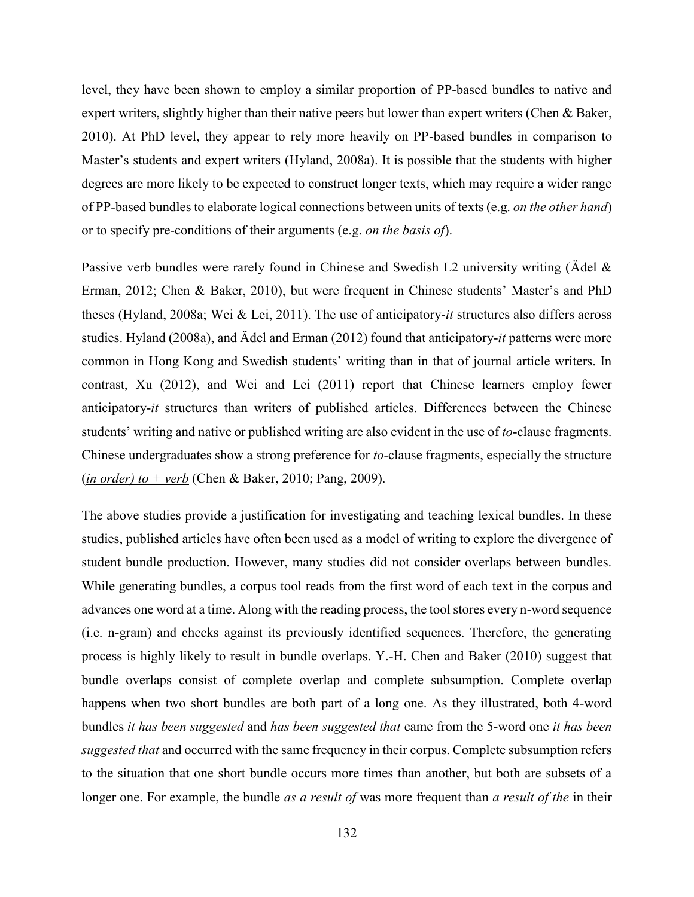level, they have been shown to employ a similar proportion of PP-based bundles to native and expert writers, slightly higher than their native peers but lower than expert writers (Chen & Baker, 2010). At PhD level, they appear to rely more heavily on PP-based bundles in comparison to Master's students and expert writers (Hyland, 2008a). It is possible that the students with higher degrees are more likely to be expected to construct longer texts, which may require a wider range of PP-based bundles to elaborate logical connections between units of texts (e.g. *on the other hand*) or to specify pre-conditions of their arguments (e.g. *on the basis of*).

Passive verb bundles were rarely found in Chinese and Swedish L2 university writing (Ädel & Erman, 2012; Chen & Baker, 2010), but were frequent in Chinese students' Master's and PhD theses (Hyland, 2008a; Wei & Lei, 2011). The use of anticipatory-*it* structures also differs across studies. Hyland (2008a), and Ädel and Erman (2012) found that anticipatory-*it* patterns were more common in Hong Kong and Swedish students' writing than in that of journal article writers. In contrast, Xu (2012), and Wei and Lei (2011) report that Chinese learners employ fewer anticipatory-*it* structures than writers of published articles. Differences between the Chinese students' writing and native or published writing are also evident in the use of *to*-clause fragments. Chinese undergraduates show a strong preference for *to*-clause fragments, especially the structure (*in order) to + verb*) (Chen & Baker, 2010; Pang, 2009).

The above studies provide a justification for investigating and teaching lexical bundles. In these studies, published articles have often been used as a model of writing to explore the divergence of student bundle production. However, many studies did not consider overlaps between bundles. While generating bundles, a corpus tool reads from the first word of each text in the corpus and advances one word at a time. Along with the reading process, the tool stores every n-word sequence (i.e. n-gram) and checks against its previously identified sequences. Therefore, the generating process is highly likely to result in bundle overlaps. Y.-H. Chen and Baker (2010) suggest that bundle overlaps consist of complete overlap and complete subsumption. Complete overlap happens when two short bundles are both part of a long one. As they illustrated, both 4-word bundles *it has been suggested* and *has been suggested that* came from the 5-word one *it has been suggested that* and occurred with the same frequency in their corpus. Complete subsumption refers to the situation that one short bundle occurs more times than another, but both are subsets of a longer one. For example, the bundle *as a result of* was more frequent than *a result of the* in their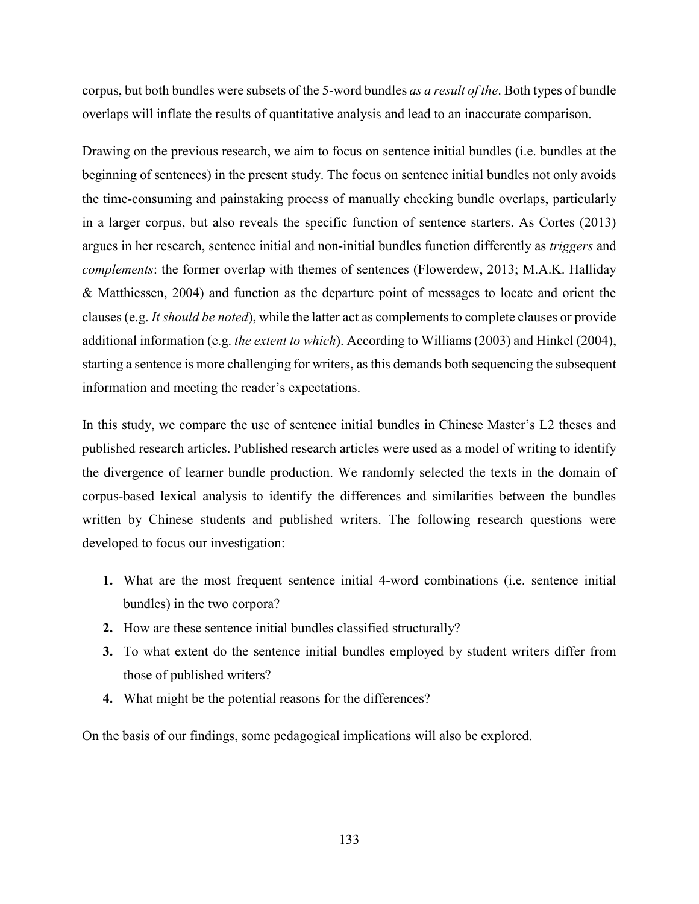corpus, but both bundles were subsets of the 5-word bundles *as a result of the*. Both types of bundle overlaps will inflate the results of quantitative analysis and lead to an inaccurate comparison.

Drawing on the previous research, we aim to focus on sentence initial bundles (i.e. bundles at the beginning of sentences) in the present study. The focus on sentence initial bundles not only avoids the time-consuming and painstaking process of manually checking bundle overlaps, particularly in a larger corpus, but also reveals the specific function of sentence starters. As Cortes (2013) argues in her research, sentence initial and non-initial bundles function differently as *triggers* and *complements*: the former overlap with themes of sentences (Flowerdew, 2013; M.A.K. Halliday & Matthiessen, 2004) and function as the departure point of messages to locate and orient the clauses (e.g. *It should be noted*), while the latter act as complements to complete clauses or provide additional information (e.g. *the extent to which*). According to Williams (2003) and Hinkel (2004), starting a sentence is more challenging for writers, as this demands both sequencing the subsequent information and meeting the reader's expectations.

In this study, we compare the use of sentence initial bundles in Chinese Master's L2 theses and published research articles. Published research articles were used as a model of writing to identify the divergence of learner bundle production. We randomly selected the texts in the domain of corpus-based lexical analysis to identify the differences and similarities between the bundles written by Chinese students and published writers. The following research questions were developed to focus our investigation:

1. What are the most frequent sentence initial 4-word combinations (i.e. sentence initial bundles) in the two corpora?
2. How are these sentence initial bundles classified structurally?
3. To what extent do the sentence initial bundles employed by student writers differ from those of published writers?
4. What might be the potential reasons for the differences?

On the basis of our findings, some pedagogical implications will also be explored.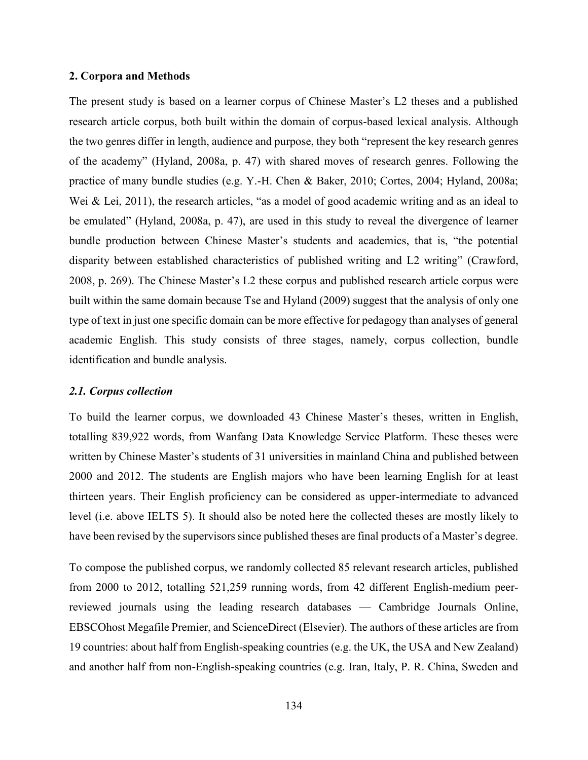## 2. Corpora and Methods

The present study is based on a learner corpus of Chinese Master's L2 theses and a published research article corpus, both built within the domain of corpus-based lexical analysis. Although the two genres differ in length, audience and purpose, they both "represent the key research genres of the academy" (Hyland, 2008a, p. 47) with shared moves of research genres. Following the practice of many bundle studies (e.g. Y.-H. Chen & Baker, 2010; Cortes, 2004; Hyland, 2008a; Wei & Lei, 2011), the research articles, "as a model of good academic writing and as an ideal to be emulated" (Hyland, 2008a, p. 47), are used in this study to reveal the divergence of learner bundle production between Chinese Master's students and academics, that is, "the potential disparity between established characteristics of published writing and L2 writing" (Crawford, 2008, p. 269). The Chinese Master's L2 these corpus and published research article corpus were built within the same domain because Tse and Hyland (2009) suggest that the analysis of only one type of text in just one specific domain can be more effective for pedagogy than analyses of general academic English. This study consists of three stages, namely, corpus collection, bundle identification and bundle analysis.

### *2.1. Corpus collection*

To build the learner corpus, we downloaded 43 Chinese Master's theses, written in English, totalling 839,922 words, from Wanfang Data Knowledge Service Platform. These theses were written by Chinese Master's students of 31 universities in mainland China and published between 2000 and 2012. The students are English majors who have been learning English for at least thirteen years. Their English proficiency can be considered as upper-intermediate to advanced level (i.e. above IELTS 5). It should also be noted here the collected theses are mostly likely to have been revised by the supervisors since published theses are final products of a Master's degree.

To compose the published corpus, we randomly collected 85 relevant research articles, published from 2000 to 2012, totalling 521,259 running words, from 42 different English-medium peer-reviewed journals using the leading research databases — Cambridge Journals Online, EBSCOhost Megafile Premier, and ScienceDirect (Elsevier). The authors of these articles are from 19 countries: about half from English-speaking countries (e.g. the UK, the USA and New Zealand) and another half from non-English-speaking countries (e.g. Iran, Italy, P. R. China, Sweden and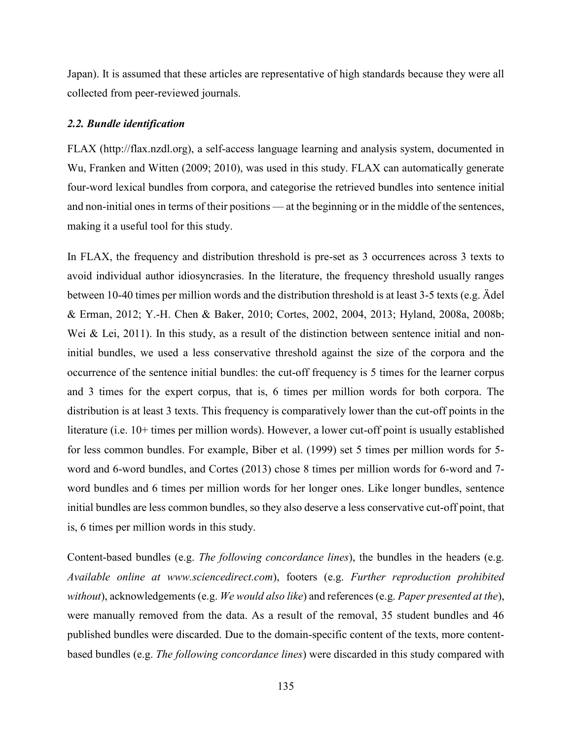Japan). It is assumed that these articles are representative of high standards because they were all collected from peer-reviewed journals.

### *2.2. Bundle identification*

FLAX (http://flax.nzdl.org), a self-access language learning and analysis system, documented in Wu, Franken and Witten (2009; 2010), was used in this study. FLAX can automatically generate four-word lexical bundles from corpora, and categorise the retrieved bundles into sentence initial and non-initial ones in terms of their positions — at the beginning or in the middle of the sentences, making it a useful tool for this study.

In FLAX, the frequency and distribution threshold is pre-set as 3 occurrences across 3 texts to avoid individual author idiosyncrasies. In the literature, the frequency threshold usually ranges between 10-40 times per million words and the distribution threshold is at least 3-5 texts (e.g. Ädel & Erman, 2012; Y.-H. Chen & Baker, 2010; Cortes, 2002, 2004, 2013; Hyland, 2008a, 2008b; Wei & Lei, 2011). In this study, as a result of the distinction between sentence initial and non-initial bundles, we used a less conservative threshold against the size of the corpora and the occurrence of the sentence initial bundles: the cut-off frequency is 5 times for the learner corpus and 3 times for the expert corpus, that is, 6 times per million words for both corpora. The distribution is at least 3 texts. This frequency is comparatively lower than the cut-off points in the literature (i.e. 10+ times per million words). However, a lower cut-off point is usually established for less common bundles. For example, Biber et al. (1999) set 5 times per million words for 5-word and 6-word bundles, and Cortes (2013) chose 8 times per million words for 6-word and 7-word bundles and 6 times per million words for her longer ones. Like longer bundles, sentence initial bundles are less common bundles, so they also deserve a less conservative cut-off point, that is, 6 times per million words in this study.

Content-based bundles (e.g. *The following concordance lines*), the bundles in the headers (e.g. *Available online at www.sciencedirect.com*), footers (e.g. *Further reproduction prohibited without*), acknowledgements (e.g. *We would also like*) and references (e.g. *Paper presented at the*), were manually removed from the data. As a result of the removal, 35 student bundles and 46 published bundles were discarded. Due to the domain-specific content of the texts, more content-based bundles (e.g. *The following concordance lines*) were discarded in this study compared with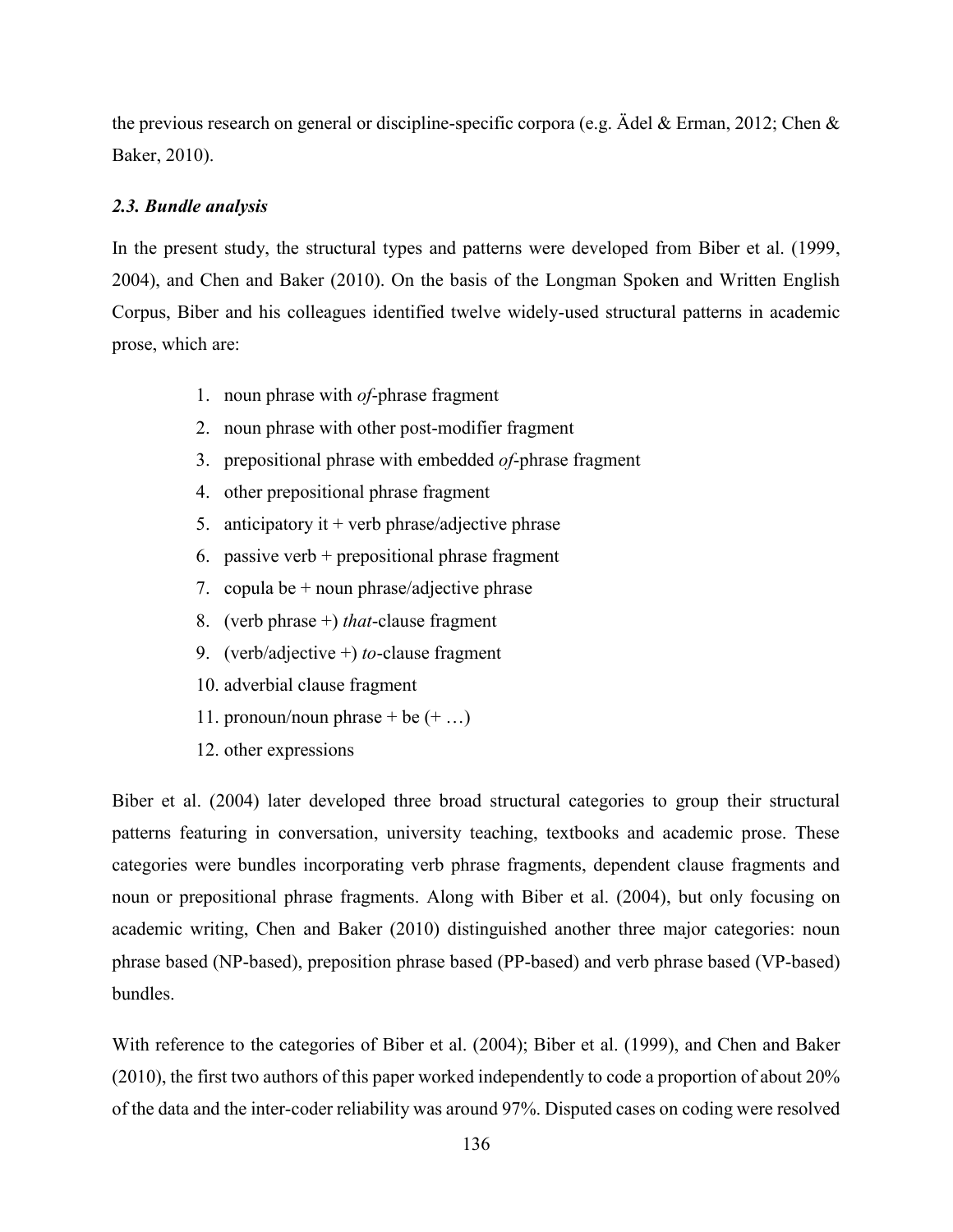the previous research on general or discipline-specific corpora (e.g. Ädel & Erman, 2012; Chen & Baker, 2010).

### *2.3. Bundle analysis*

In the present study, the structural types and patterns were developed from Biber et al. (1999, 2004), and Chen and Baker (2010). On the basis of the Longman Spoken and Written English Corpus, Biber and his colleagues identified twelve widely-used structural patterns in academic prose, which are:

1. noun phrase with *of*-phrase fragment
2. noun phrase with other post-modifier fragment
3. prepositional phrase with embedded *of*-phrase fragment
4. other prepositional phrase fragment
5. anticipatory it + verb phrase/adjective phrase
6. passive verb + prepositional phrase fragment
7. copula be + noun phrase/adjective phrase
8. (verb phrase +) *that*-clause fragment
9. (verb/adjective +) *to*-clause fragment
10. adverbial clause fragment
11. pronoun/noun phrase + be (+ …)
12. other expressions

Biber et al. (2004) later developed three broad structural categories to group their structural patterns featuring in conversation, university teaching, textbooks and academic prose. These categories were bundles incorporating verb phrase fragments, dependent clause fragments and noun or prepositional phrase fragments. Along with Biber et al. (2004), but only focusing on academic writing, Chen and Baker (2010) distinguished another three major categories: noun phrase based (NP-based), preposition phrase based (PP-based) and verb phrase based (VP-based) bundles.

With reference to the categories of Biber et al. (2004); Biber et al. (1999), and Chen and Baker (2010), the first two authors of this paper worked independently to code a proportion of about 20% of the data and the inter-coder reliability was around 97%. Disputed cases on coding were resolved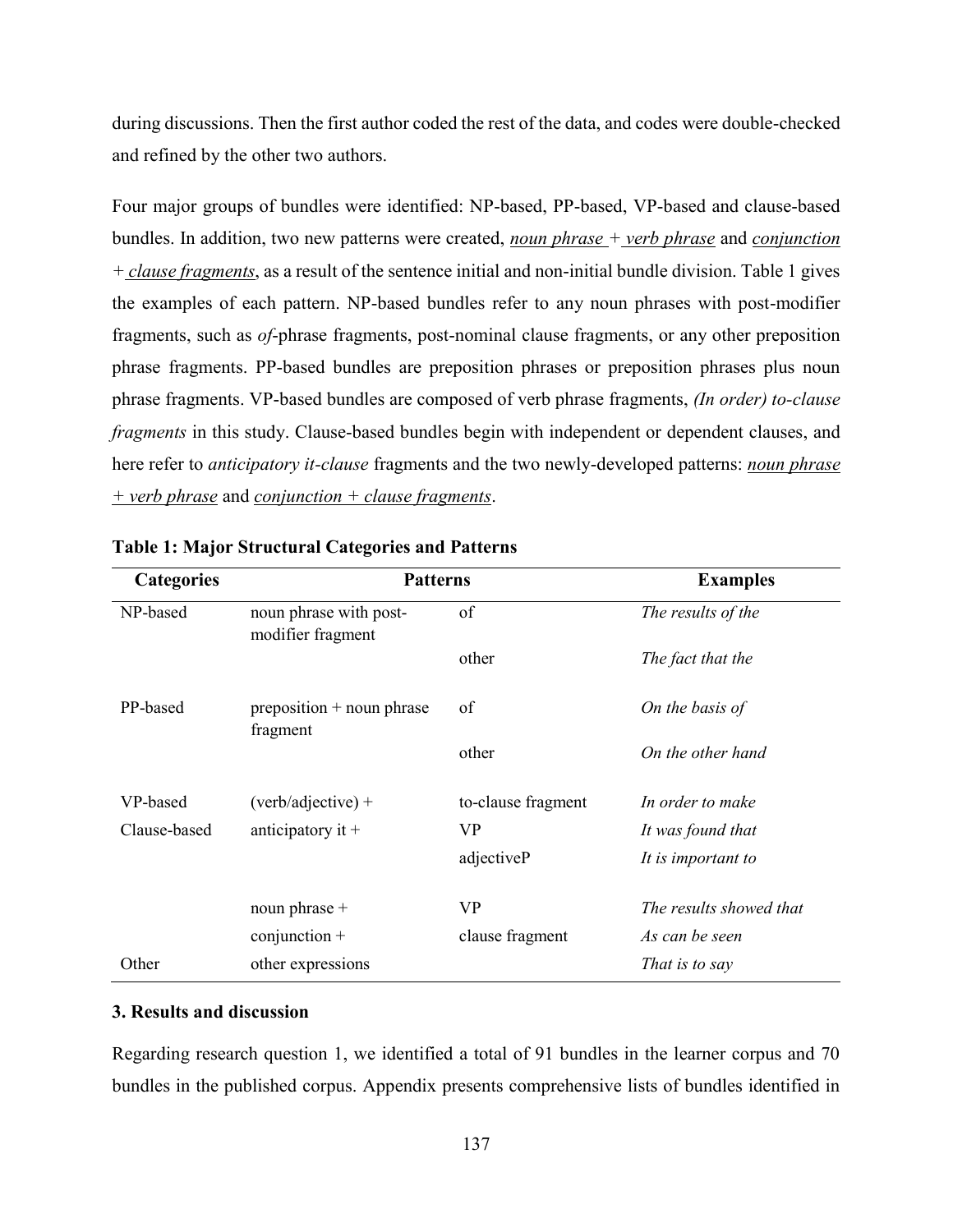during discussions. Then the first author coded the rest of the data, and codes were double-checked and refined by the other two authors.

Four major groups of bundles were identified: NP-based, PP-based, VP-based and clause-based bundles. In addition, two new patterns were created, <u>*noun phrase* + *verb phrase*</u> and <u>*conjunction* + *clause fragments*</u>, as a result of the sentence initial and non-initial bundle division. Table 1 gives the examples of each pattern. NP-based bundles refer to any noun phrases with post-modifier fragments, such as *of*-phrase fragments, post-nominal clause fragments, or any other preposition phrase fragments. PP-based bundles are preposition phrases or preposition phrases plus noun phrase fragments. VP-based bundles are composed of verb phrase fragments, *(In order) to-clause fragments* in this study. Clause-based bundles begin with independent or dependent clauses, and here refer to *anticipatory it-clause* fragments and the two newly-developed patterns: <u>*noun phrase + verb phrase*</u> and <u>*conjunction + clause fragments*</u>.

**Table 1: Major Structural Categories and Patterns**

| Categories | Patterns | | Examples |
|---|---|---|---|
| NP-based | noun phrase with post-modifier fragment | of | *The results of the* |
| | | other | *The fact that the* |
| PP-based | preposition + noun phrase fragment | of | *On the basis of* |
| | | other | *On the other hand* |
| VP-based | (verb/adjective) + | to-clause fragment | *In order to make* |
| Clause-based | anticipatory it + | VP | *It was found that* |
| | | adjectiveP | *It is important to* |
| | noun phrase + | VP | *The results showed that* |
| | conjunction + | clause fragment | *As can be seen* |
| Other | other expressions | | *That is to say* |

### 3. Results and discussion

Regarding research question 1, we identified a total of 91 bundles in the learner corpus and 70 bundles in the published corpus. Appendix presents comprehensive lists of bundles identified in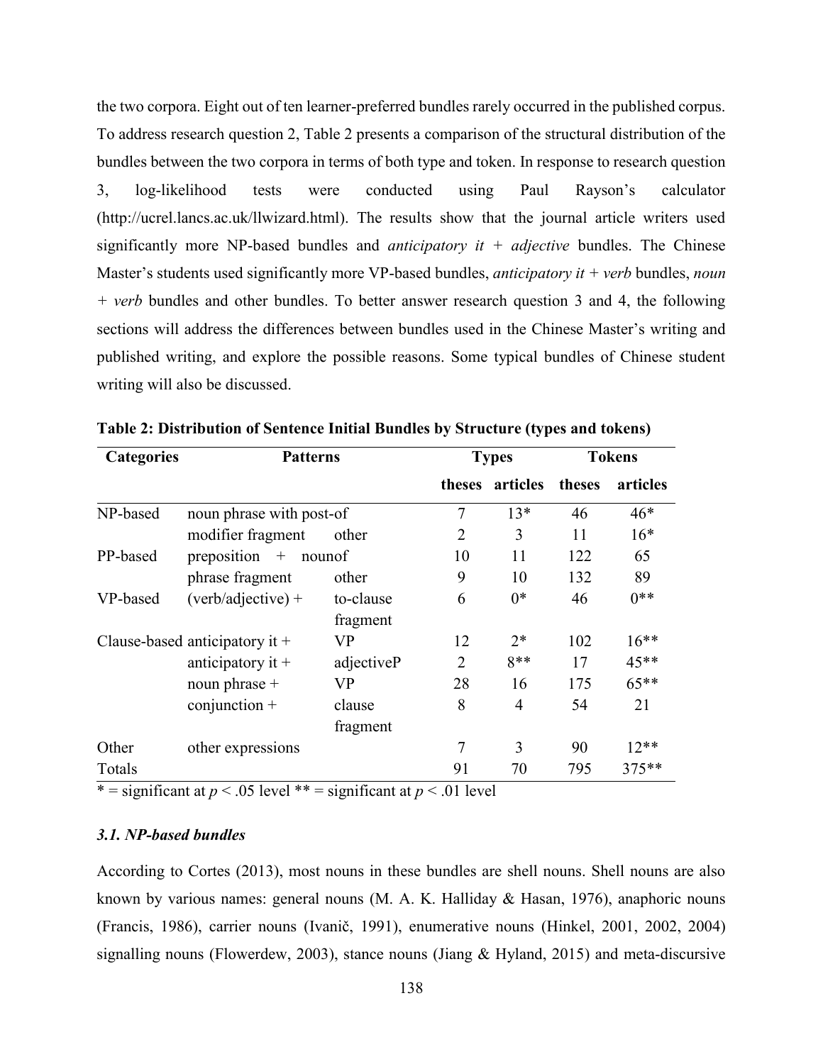the two corpora. Eight out of ten learner-preferred bundles rarely occurred in the published corpus. To address research question 2, Table 2 presents a comparison of the structural distribution of the bundles between the two corpora in terms of both type and token. In response to research question 3, log-likelihood tests were conducted using Paul Rayson's calculator (http://ucrel.lancs.ac.uk/llwizard.html). The results show that the journal article writers used significantly more NP-based bundles and *anticipatory it + adjective* bundles. The Chinese Master's students used significantly more VP-based bundles, *anticipatory it + verb* bundles, *noun + verb* bundles and other bundles. To better answer research question 3 and 4, the following sections will address the differences between bundles used in the Chinese Master's writing and published writing, and explore the possible reasons. Some typical bundles of Chinese student writing will also be discussed.

**Table 2: Distribution of Sentence Initial Bundles by Structure (types and tokens)**

| Categories | Patterns | | Types | | Tokens | |
|---|---|---|---|---|---|---|
| | | | theses | articles | theses | articles |
| NP-based | noun phrase with post-modifier fragment | of | 7 | 13* | 46 | 46* |
| | | other | 2 | 3 | 11 | 16* |
| PP-based | preposition + noun phrase fragment | of | 10 | 11 | 122 | 65 |
| | | other | 9 | 10 | 132 | 89 |
| VP-based | (verb/adjective) + | to-clause fragment | 6 | 0* | 46 | 0** |
| Clause-based | anticipatory it + | VP | 12 | 2* | 102 | 16** |
| | anticipatory it + | adjectiveP | 2 | 8** | 17 | 45** |
| | noun phrase + | VP | 28 | 16 | 175 | 65** |
| | conjunction + | clause fragment | 8 | 4 | 54 | 21 |
| Other | other expressions | | 7 | 3 | 90 | 12** |
| Totals | | | 91 | 70 | 795 | 375** |

\* = significant at $p < .05$ level \*\* = significant at $p < .01$ level

### *3.1. NP-based bundles*

According to Cortes (2013), most nouns in these bundles are shell nouns. Shell nouns are also known by various names: general nouns (M. A. K. Halliday & Hasan, 1976), anaphoric nouns (Francis, 1986), carrier nouns (Ivanič, 1991), enumerative nouns (Hinkel, 2001, 2002, 2004) signalling nouns (Flowerdew, 2003), stance nouns (Jiang & Hyland, 2015) and meta-discursive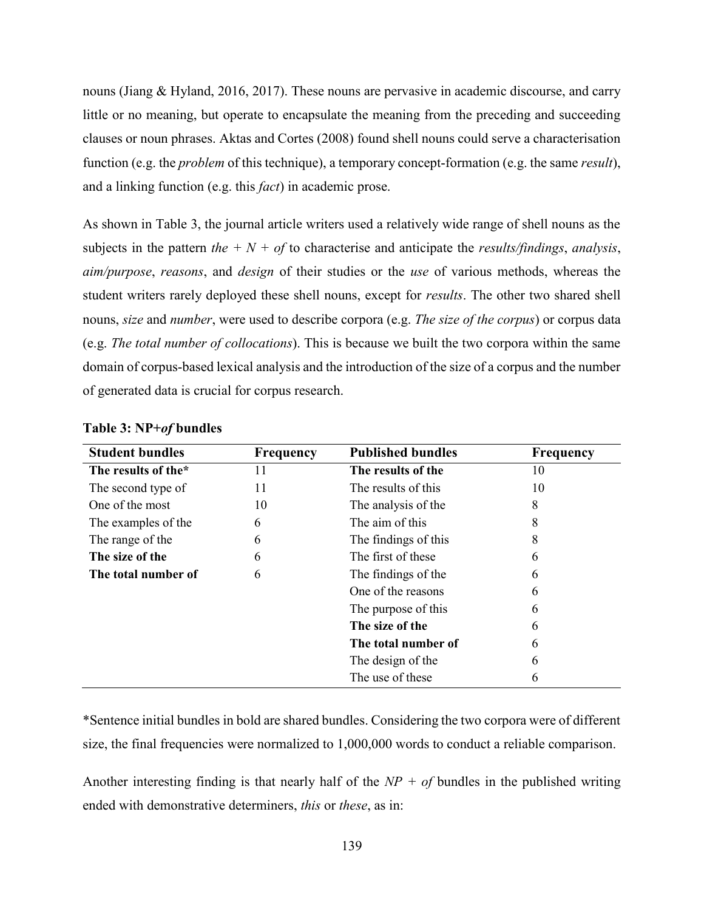nouns (Jiang & Hyland, 2016, 2017). These nouns are pervasive in academic discourse, and carry little or no meaning, but operate to encapsulate the meaning from the preceding and succeeding clauses or noun phrases. Aktas and Cortes (2008) found shell nouns could serve a characterisation function (e.g. the *problem* of this technique), a temporary concept-formation (e.g. the same *result*), and a linking function (e.g. this *fact*) in academic prose.

As shown in Table 3, the journal article writers used a relatively wide range of shell nouns as the subjects in the pattern *the + N + of* to characterise and anticipate the *results/findings*, *analysis*, *aim/purpose*, *reasons*, and *design* of their studies or the *use* of various methods, whereas the student writers rarely deployed these shell nouns, except for *results*. The other two shared shell nouns, *size* and *number*, were used to describe corpora (e.g. *The size of the corpus*) or corpus data (e.g. *The total number of collocations*). This is because we built the two corpora within the same domain of corpus-based lexical analysis and the introduction of the size of a corpus and the number of generated data is crucial for corpus research.

**Table 3: NP+*of* bundles**

| Student bundles | Frequency | Published bundles | Frequency |
|---|---|---|---|
| **The results of the*** | 11 | **The results of the** | 10 |
| The second type of | 11 | The results of this | 10 |
| One of the most | 10 | The analysis of the | 8 |
| The examples of the | 6 | The aim of this | 8 |
| The range of the | 6 | The findings of this | 8 |
| **The size of the** | 6 | The first of these | 6 |
| **The total number of** | 6 | The findings of the | 6 |
| | | One of the reasons | 6 |
| | | The purpose of this | 6 |
| | | **The size of the** | 6 |
| | | **The total number of** | 6 |
| | | The design of the | 6 |
| | | The use of these | 6 |

*Sentence initial bundles in bold are shared bundles. Considering the two corpora were of different size, the final frequencies were normalized to 1,000,000 words to conduct a reliable comparison.

Another interesting finding is that nearly half of the *NP + of* bundles in the published writing ended with demonstrative determiners, *this* or *these*, as in: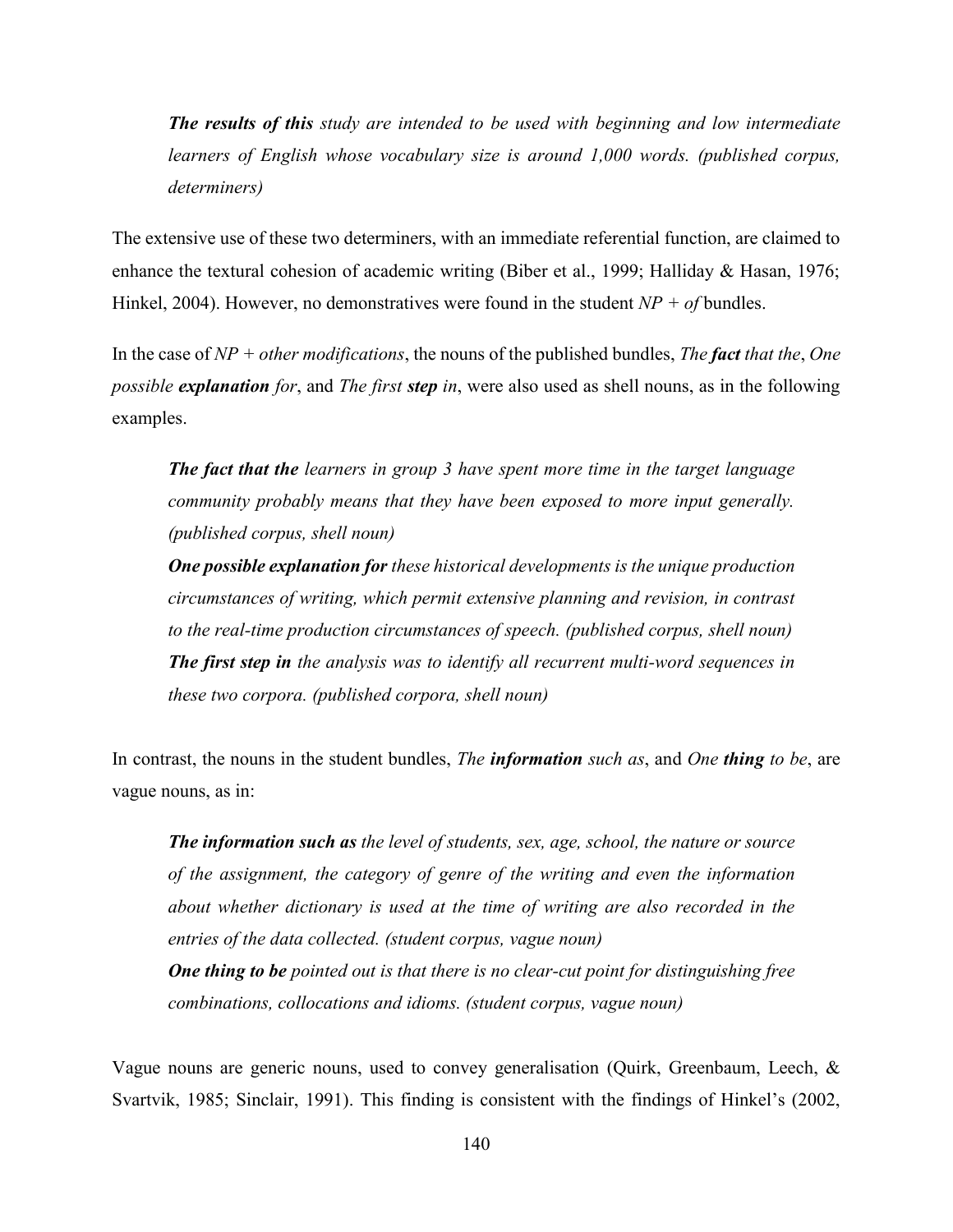> ***The results of this*** *study are intended to be used with beginning and low intermediate learners of English whose vocabulary size is around 1,000 words. (published corpus, determiners)*

The extensive use of these two determiners, with an immediate referential function, are claimed to enhance the textural cohesion of academic writing (Biber et al., 1999; Halliday & Hasan, 1976; Hinkel, 2004). However, no demonstratives were found in the student *NP + of* bundles.

In the case of *NP + other modifications*, the nouns of the published bundles, *The **fact** that the*, *One possible **explanation** for*, and *The first **step** in*, were also used as shell nouns, as in the following examples.

> ***The fact that the*** *learners in group 3 have spent more time in the target language community probably means that they have been exposed to more input generally. (published corpus, shell noun)*
>
> ***One possible explanation for*** *these historical developments is the unique production circumstances of writing, which permit extensive planning and revision, in contrast to the real-time production circumstances of speech. (published corpus, shell noun)*
>
> ***The first step in*** *the analysis was to identify all recurrent multi-word sequences in these two corpora. (published corpora, shell noun)*

In contrast, the nouns in the student bundles, *The **information** such as*, and *One **thing** to be*, are vague nouns, as in:

> ***The information such as*** *the level of students, sex, age, school, the nature or source of the assignment, the category of genre of the writing and even the information about whether dictionary is used at the time of writing are also recorded in the entries of the data collected. (student corpus, vague noun)*
>
> ***One thing to be*** *pointed out is that there is no clear-cut point for distinguishing free combinations, collocations and idioms. (student corpus, vague noun)*

Vague nouns are generic nouns, used to convey generalisation (Quirk, Greenbaum, Leech, & Svartvik, 1985; Sinclair, 1991). This finding is consistent with the findings of Hinkel's (2002,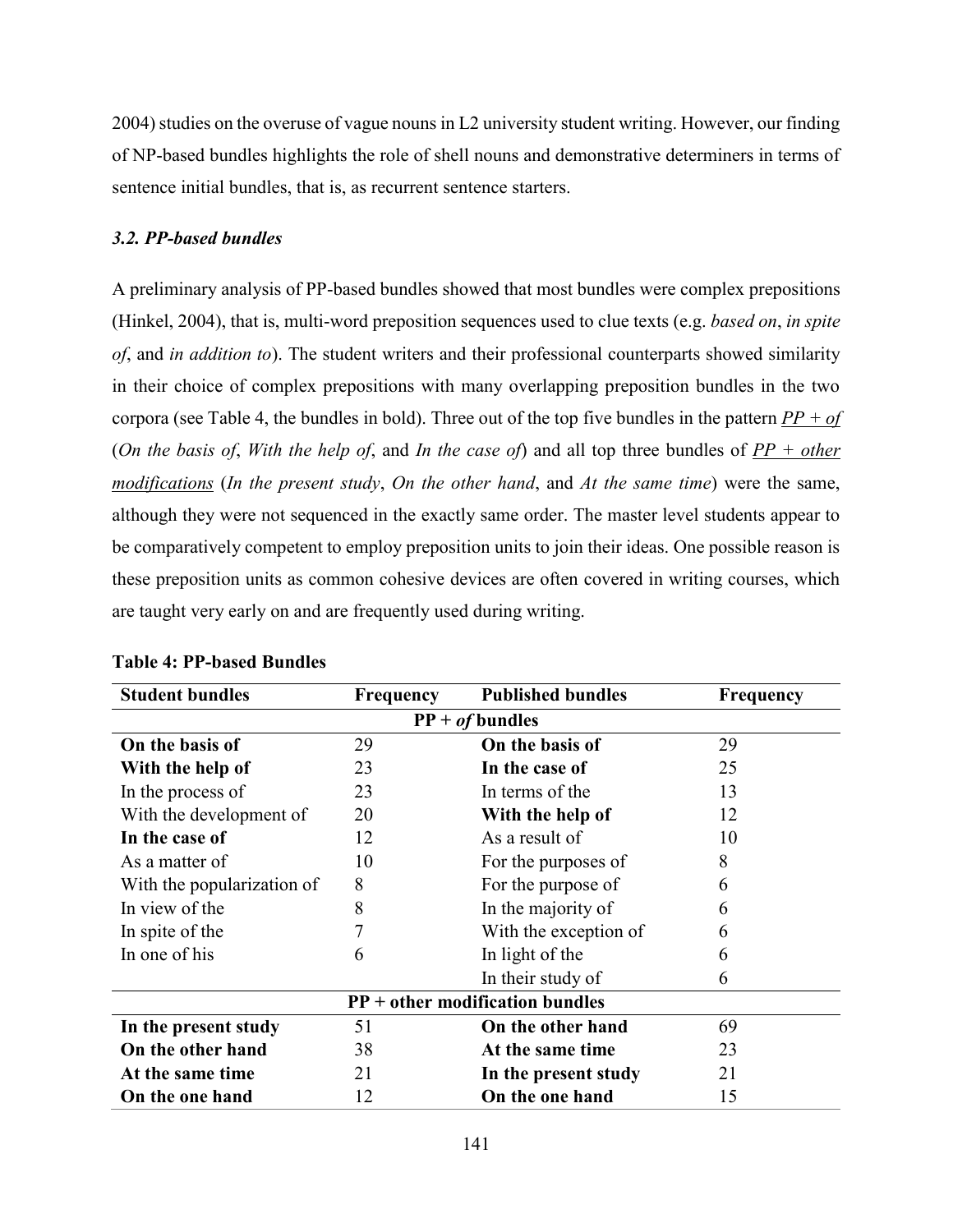2004) studies on the overuse of vague nouns in L2 university student writing. However, our finding of NP-based bundles highlights the role of shell nouns and demonstrative determiners in terms of sentence initial bundles, that is, as recurrent sentence starters.

### *3.2. PP-based bundles*

A preliminary analysis of PP-based bundles showed that most bundles were complex prepositions (Hinkel, 2004), that is, multi-word preposition sequences used to clue texts (e.g. *based on*, *in spite of*, and *in addition to*). The student writers and their professional counterparts showed similarity in their choice of complex prepositions with many overlapping preposition bundles in the two corpora (see Table 4, the bundles in bold). Three out of the top five bundles in the pattern *PP + of* (*On the basis of*, *With the help of*, and *In the case of*) and all top three bundles of *PP + other modifications* (*In the present study*, *On the other hand*, and *At the same time*) were the same, although they were not sequenced in the exactly same order. The master level students appear to be comparatively competent to employ preposition units to join their ideas. One possible reason is these preposition units as common cohesive devices are often covered in writing courses, which are taught very early on and are frequently used during writing.

**Table 4: PP-based Bundles**

| Student bundles | Frequency | Published bundles | Frequency |
|---|---|---|---|
| **PP + *of* bundles** | | | |
| **On the basis of** | 29 | **On the basis of** | 29 |
| **With the help of** | 23 | **In the case of** | 25 |
| In the process of | 23 | In terms of the | 13 |
| With the development of | 20 | **With the help of** | 12 |
| **In the case of** | 12 | As a result of | 10 |
| As a matter of | 10 | For the purposes of | 8 |
| With the popularization of | 8 | For the purpose of | 6 |
| In view of the | 8 | In the majority of | 6 |
| In spite of the | 7 | With the exception of | 6 |
| In one of his | 6 | In light of the | 6 |
| | | In their study of | 6 |
| **PP + other modification bundles** | | | |
| **In the present study** | 51 | **On the other hand** | 69 |
| **On the other hand** | 38 | **At the same time** | 23 |
| **At the same time** | 21 | **In the present study** | 21 |
| **On the one hand** | 12 | **On the one hand** | 15 |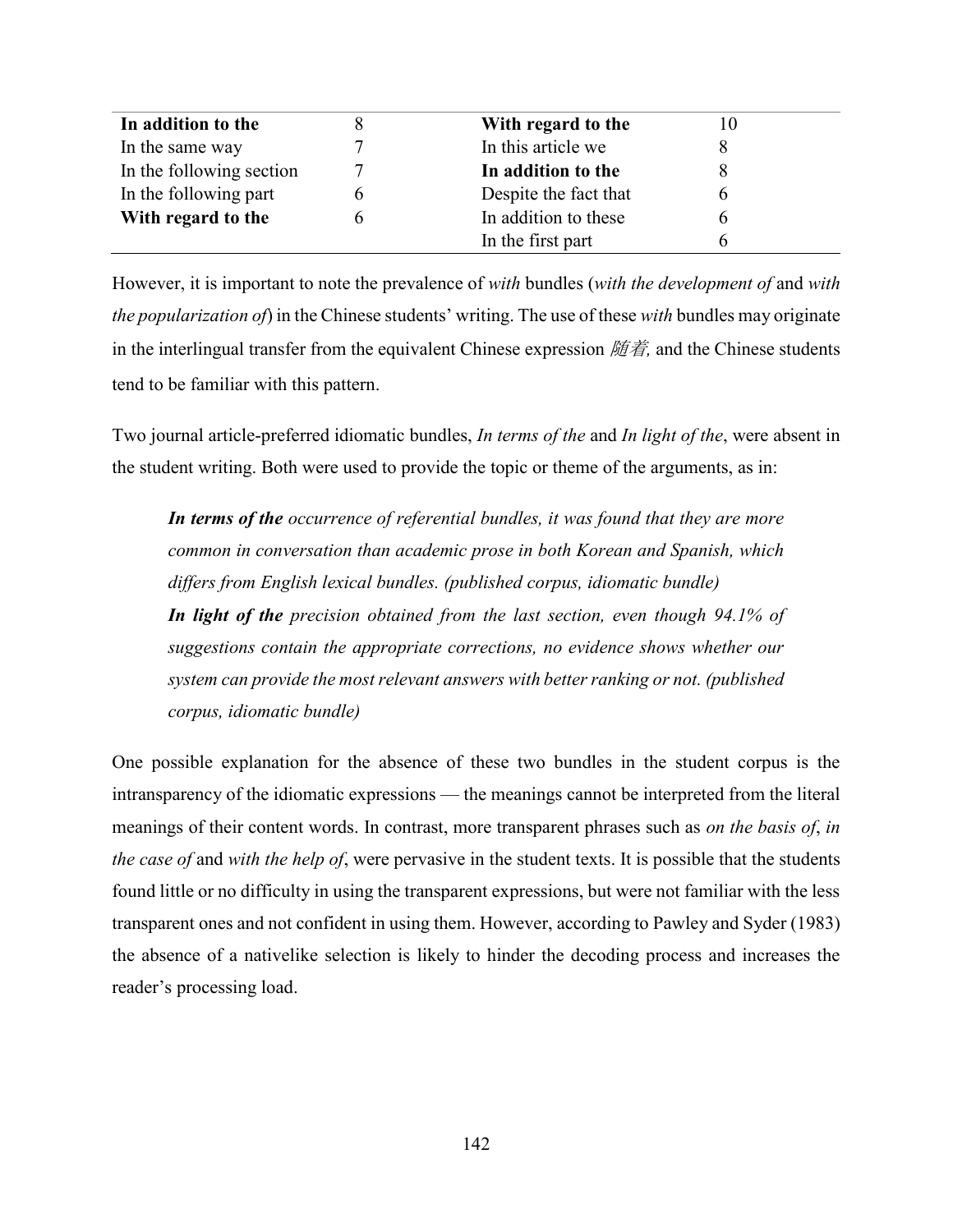| | | | |
|---|---|---|---|
| **In addition to the** | 8 | **With regard to the** | 10 |
| In the same way | 7 | In this article we | 8 |
| In the following section | 7 | **In addition to the** | 8 |
| In the following part | 6 | Despite the fact that | 6 |
| **With regard to the** | 6 | In addition to these | 6 |
| | | In the first part | 6 |

However, it is important to note the prevalence of *with* bundles (*with the development of* and *with the popularization of*) in the Chinese students' writing. The use of these *with* bundles may originate in the interlingual transfer from the equivalent Chinese expression *随着,* and the Chinese students tend to be familiar with this pattern.

Two journal article-preferred idiomatic bundles, *In terms of the* and *In light of the*, were absent in the student writing. Both were used to provide the topic or theme of the arguments, as in:

> ***In terms of the*** *occurrence of referential bundles, it was found that they are more common in conversation than academic prose in both Korean and Spanish, which differs from English lexical bundles. (published corpus, idiomatic bundle)*
>
> ***In light of the*** *precision obtained from the last section, even though 94.1% of suggestions contain the appropriate corrections, no evidence shows whether our system can provide the most relevant answers with better ranking or not. (published corpus, idiomatic bundle)*

One possible explanation for the absence of these two bundles in the student corpus is the intransparency of the idiomatic expressions — the meanings cannot be interpreted from the literal meanings of their content words. In contrast, more transparent phrases such as *on the basis of*, *in the case of* and *with the help of*, were pervasive in the student texts. It is possible that the students found little or no difficulty in using the transparent expressions, but were not familiar with the less transparent ones and not confident in using them. However, according to Pawley and Syder (1983) the absence of a nativelike selection is likely to hinder the decoding process and increases the reader's processing load.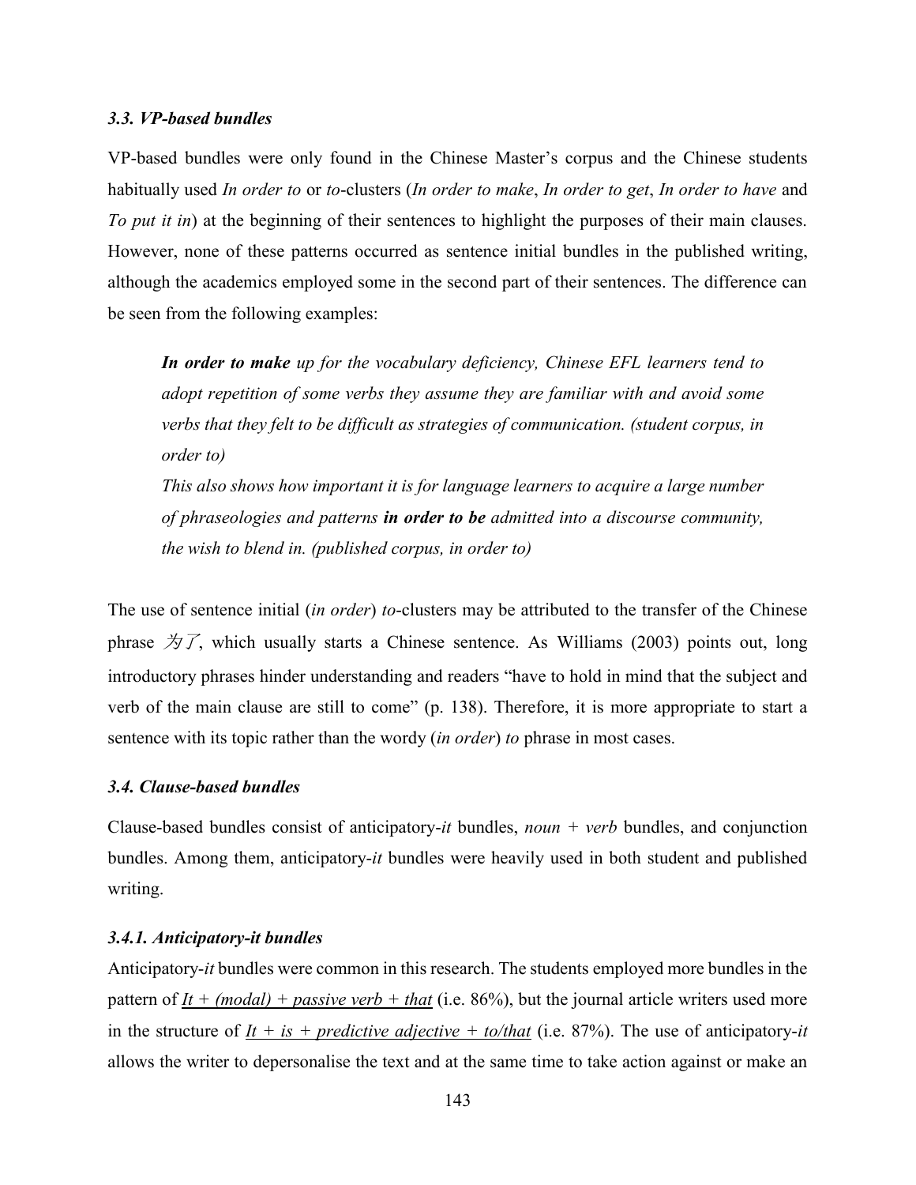### *3.3. VP-based bundles*

VP-based bundles were only found in the Chinese Master's corpus and the Chinese students habitually used *In order to* or *to*-clusters (*In order to make*, *In order to get*, *In order to have* and *To put it in*) at the beginning of their sentences to highlight the purposes of their main clauses. However, none of these patterns occurred as sentence initial bundles in the published writing, although the academics employed some in the second part of their sentences. The difference can be seen from the following examples:

> ***In order to make*** *up for the vocabulary deficiency, Chinese EFL learners tend to adopt repetition of some verbs they assume they are familiar with and avoid some verbs that they felt to be difficult as strategies of communication. (student corpus, in order to)*
>
> *This also shows how important it is for language learners to acquire a large number of phraseologies and patterns* ***in order to be*** *admitted into a discourse community, the wish to blend in. (published corpus, in order to)*

The use of sentence initial (*in order*) *to*-clusters may be attributed to the transfer of the Chinese phrase *为了*, which usually starts a Chinese sentence. As Williams (2003) points out, long introductory phrases hinder understanding and readers "have to hold in mind that the subject and verb of the main clause are still to come" (p. 138). Therefore, it is more appropriate to start a sentence with its topic rather than the wordy (*in order*) *to* phrase in most cases.

### *3.4. Clause-based bundles*

Clause-based bundles consist of anticipatory-*it* bundles, *noun + verb* bundles, and conjunction bundles. Among them, anticipatory-*it* bundles were heavily used in both student and published writing.

#### *3.4.1. Anticipatory-it bundles*

Anticipatory-*it* bundles were common in this research. The students employed more bundles in the pattern of <u>*It + (modal) + passive verb + that*</u> (i.e. 86%), but the journal article writers used more in the structure of <u>*It + is + predictive adjective + to/that*</u> (i.e. 87%). The use of anticipatory-*it* allows the writer to depersonalise the text and at the same time to take action against or make an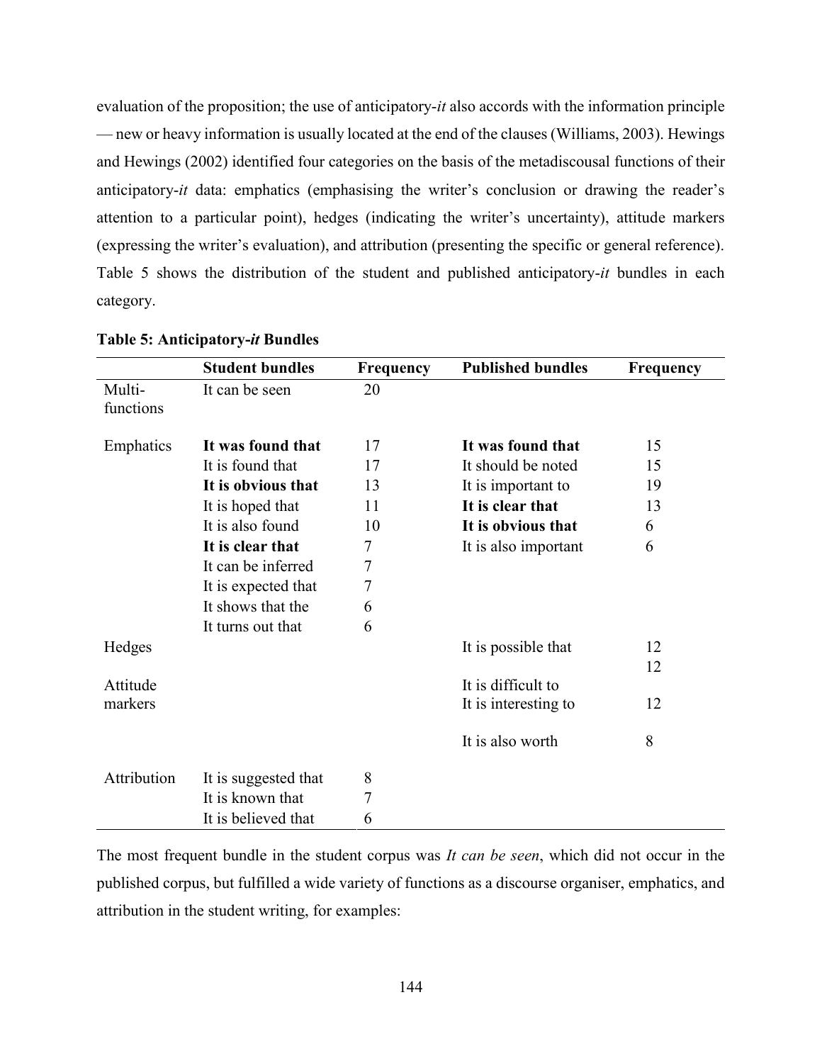evaluation of the proposition; the use of anticipatory-*it* also accords with the information principle — new or heavy information is usually located at the end of the clauses (Williams, 2003). Hewings and Hewings (2002) identified four categories on the basis of the metadiscousal functions of their anticipatory-*it* data: emphatics (emphasising the writer's conclusion or drawing the reader's attention to a particular point), hedges (indicating the writer's uncertainty), attitude markers (expressing the writer's evaluation), and attribution (presenting the specific or general reference). Table 5 shows the distribution of the student and published anticipatory-*it* bundles in each category.

**Table 5: Anticipatory-*it* Bundles**

| | Student bundles | Frequency | Published bundles | Frequency |
|---|---|---|---|---|
| Multi-functions | It can be seen | 20 | | |
| Emphatics | **It was found that** | 17 | **It was found that** | 15 |
| | It is found that | 17 | It should be noted | 15 |
| | **It is obvious that** | 13 | It is important to | 19 |
| | It is hoped that | 11 | **It is clear that** | 13 |
| | It is also found | 10 | **It is obvious that** | 6 |
| | **It is clear that** | 7 | It is also important | 6 |
| | It can be inferred | 7 | | |
| | It is expected that | 7 | | |
| | It shows that the | 6 | | |
| | It turns out that | 6 | | |
| Hedges | | | It is possible that | 12 |
| Attitude markers | | | It is difficult to | 12 |
| | | | It is interesting to | 12 |
| | | | It is also worth | 8 |
| Attribution | It is suggested that | 8 | | |
| | It is known that | 7 | | |
| | It is believed that | 6 | | |

The most frequent bundle in the student corpus was *It can be seen*, which did not occur in the published corpus, but fulfilled a wide variety of functions as a discourse organiser, emphatics, and attribution in the student writing, for examples: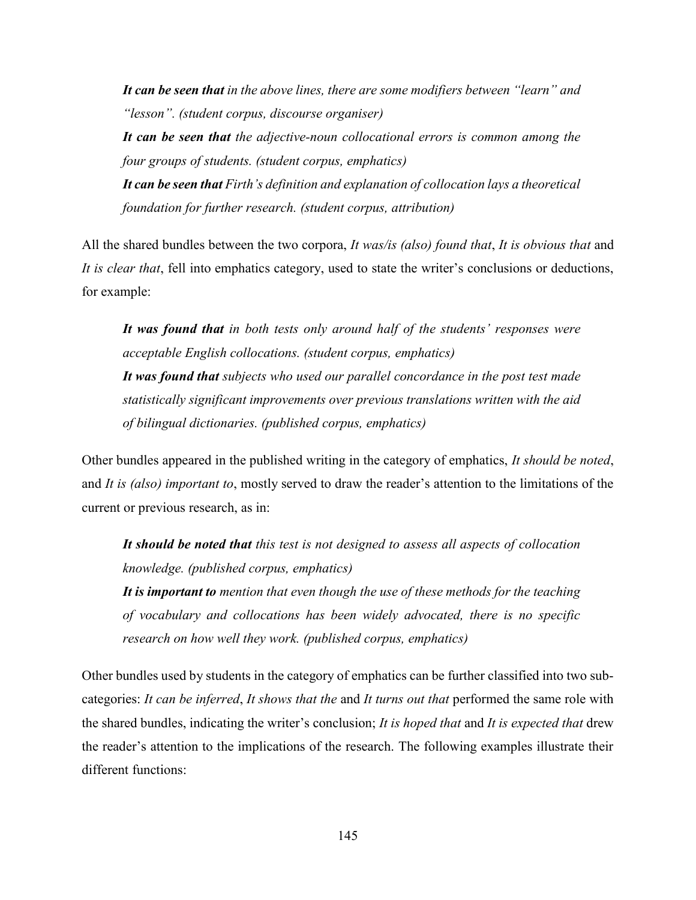> ***It can be seen that** in the above lines, there are some modifiers between "learn" and "lesson". (student corpus, discourse organiser)*
>
> ***It can be seen that** the adjective-noun collocational errors is common among the four groups of students. (student corpus, emphatics)*
>
> ***It can be seen that** Firth's definition and explanation of collocation lays a theoretical foundation for further research. (student corpus, attribution)*

All the shared bundles between the two corpora, *It was/is (also) found that*, *It is obvious that* and *It is clear that*, fell into emphatics category, used to state the writer's conclusions or deductions, for example:

> ***It was found that** in both tests only around half of the students' responses were acceptable English collocations. (student corpus, emphatics)*
>
> ***It was found that** subjects who used our parallel concordance in the post test made statistically significant improvements over previous translations written with the aid of bilingual dictionaries. (published corpus, emphatics)*

Other bundles appeared in the published writing in the category of emphatics, *It should be noted*, and *It is (also) important to*, mostly served to draw the reader's attention to the limitations of the current or previous research, as in:

> ***It should be noted that** this test is not designed to assess all aspects of collocation knowledge. (published corpus, emphatics)*
>
> ***It is important to** mention that even though the use of these methods for the teaching of vocabulary and collocations has been widely advocated, there is no specific research on how well they work. (published corpus, emphatics)*

Other bundles used by students in the category of emphatics can be further classified into two sub-categories: *It can be inferred*, *It shows that the* and *It turns out that* performed the same role with the shared bundles, indicating the writer's conclusion; *It is hoped that* and *It is expected that* drew the reader's attention to the implications of the research. The following examples illustrate their different functions: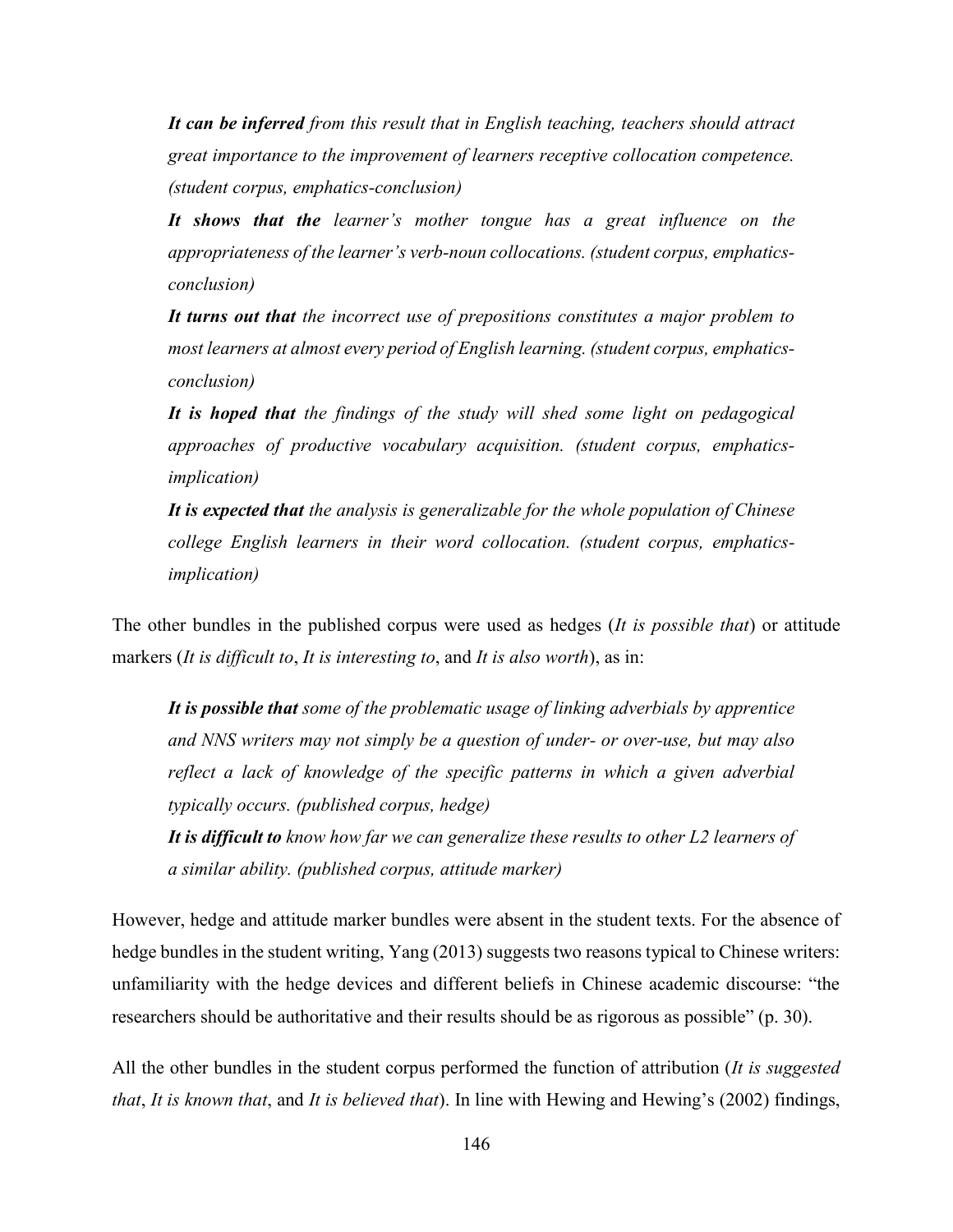> ***It can be inferred*** *from this result that in English teaching, teachers should attract great importance to the improvement of learners receptive collocation competence. (student corpus, emphatics-conclusion)*
>
> ***It shows that the*** *learner's mother tongue has a great influence on the appropriateness of the learner's verb-noun collocations. (student corpus, emphatics-conclusion)*
>
> ***It turns out that*** *the incorrect use of prepositions constitutes a major problem to most learners at almost every period of English learning. (student corpus, emphatics-conclusion)*
>
> ***It is hoped that*** *the findings of the study will shed some light on pedagogical approaches of productive vocabulary acquisition. (student corpus, emphatics-implication)*
>
> ***It is expected that*** *the analysis is generalizable for the whole population of Chinese college English learners in their word collocation. (student corpus, emphatics-implication)*

The other bundles in the published corpus were used as hedges (*It is possible that*) or attitude markers (*It is difficult to*, *It is interesting to*, and *It is also worth*), as in:

> ***It is possible that*** *some of the problematic usage of linking adverbials by apprentice and NNS writers may not simply be a question of under- or over-use, but may also reflect a lack of knowledge of the specific patterns in which a given adverbial typically occurs. (published corpus, hedge)*
>
> ***It is difficult to*** *know how far we can generalize these results to other L2 learners of a similar ability. (published corpus, attitude marker)*

However, hedge and attitude marker bundles were absent in the student texts. For the absence of hedge bundles in the student writing, Yang (2013) suggests two reasons typical to Chinese writers: unfamiliarity with the hedge devices and different beliefs in Chinese academic discourse: "the researchers should be authoritative and their results should be as rigorous as possible" (p. 30).

All the other bundles in the student corpus performed the function of attribution (*It is suggested that*, *It is known that*, and *It is believed that*). In line with Hewing and Hewing's (2002) findings,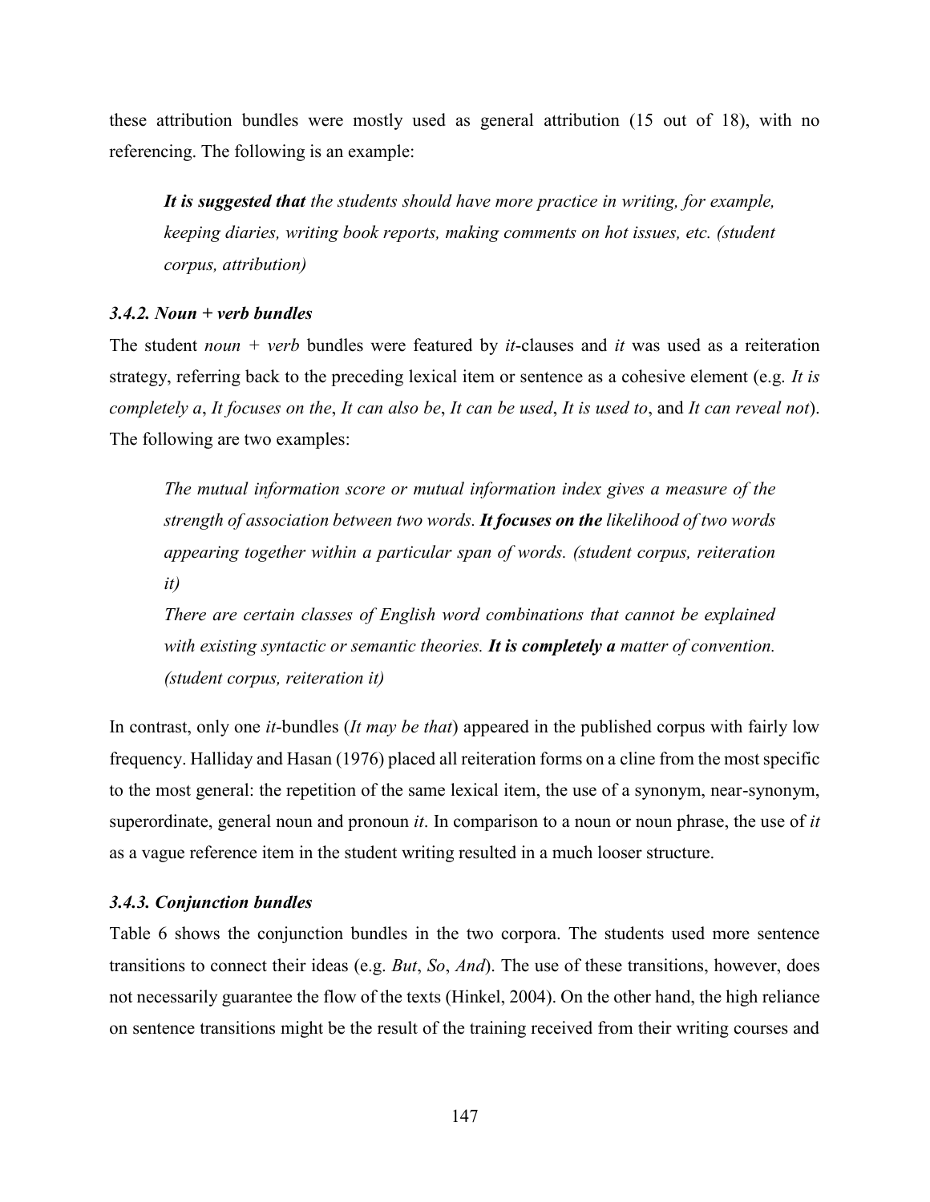these attribution bundles were mostly used as general attribution (15 out of 18), with no referencing. The following is an example:

> ***It is suggested that*** *the students should have more practice in writing, for example, keeping diaries, writing book reports, making comments on hot issues, etc. (student corpus, attribution)*

### *3.4.2. Noun + verb bundles*

The student *noun + verb* bundles were featured by *it*-clauses and *it* was used as a reiteration strategy, referring back to the preceding lexical item or sentence as a cohesive element (e.g. *It is completely a*, *It focuses on the*, *It can also be*, *It can be used*, *It is used to*, and *It can reveal not*). The following are two examples:

> *The mutual information score or mutual information index gives a measure of the strength of association between two words.* ***It focuses on the*** *likelihood of two words appearing together within a particular span of words. (student corpus, reiteration it)*
>
> *There are certain classes of English word combinations that cannot be explained with existing syntactic or semantic theories.* ***It is completely a*** *matter of convention. (student corpus, reiteration it)*

In contrast, only one *it*-bundles (*It may be that*) appeared in the published corpus with fairly low frequency. Halliday and Hasan (1976) placed all reiteration forms on a cline from the most specific to the most general: the repetition of the same lexical item, the use of a synonym, near-synonym, superordinate, general noun and pronoun *it*. In comparison to a noun or noun phrase, the use of *it* as a vague reference item in the student writing resulted in a much looser structure.

### *3.4.3. Conjunction bundles*

Table 6 shows the conjunction bundles in the two corpora. The students used more sentence transitions to connect their ideas (e.g. *But*, *So*, *And*). The use of these transitions, however, does not necessarily guarantee the flow of the texts (Hinkel, 2004). On the other hand, the high reliance on sentence transitions might be the result of the training received from their writing courses and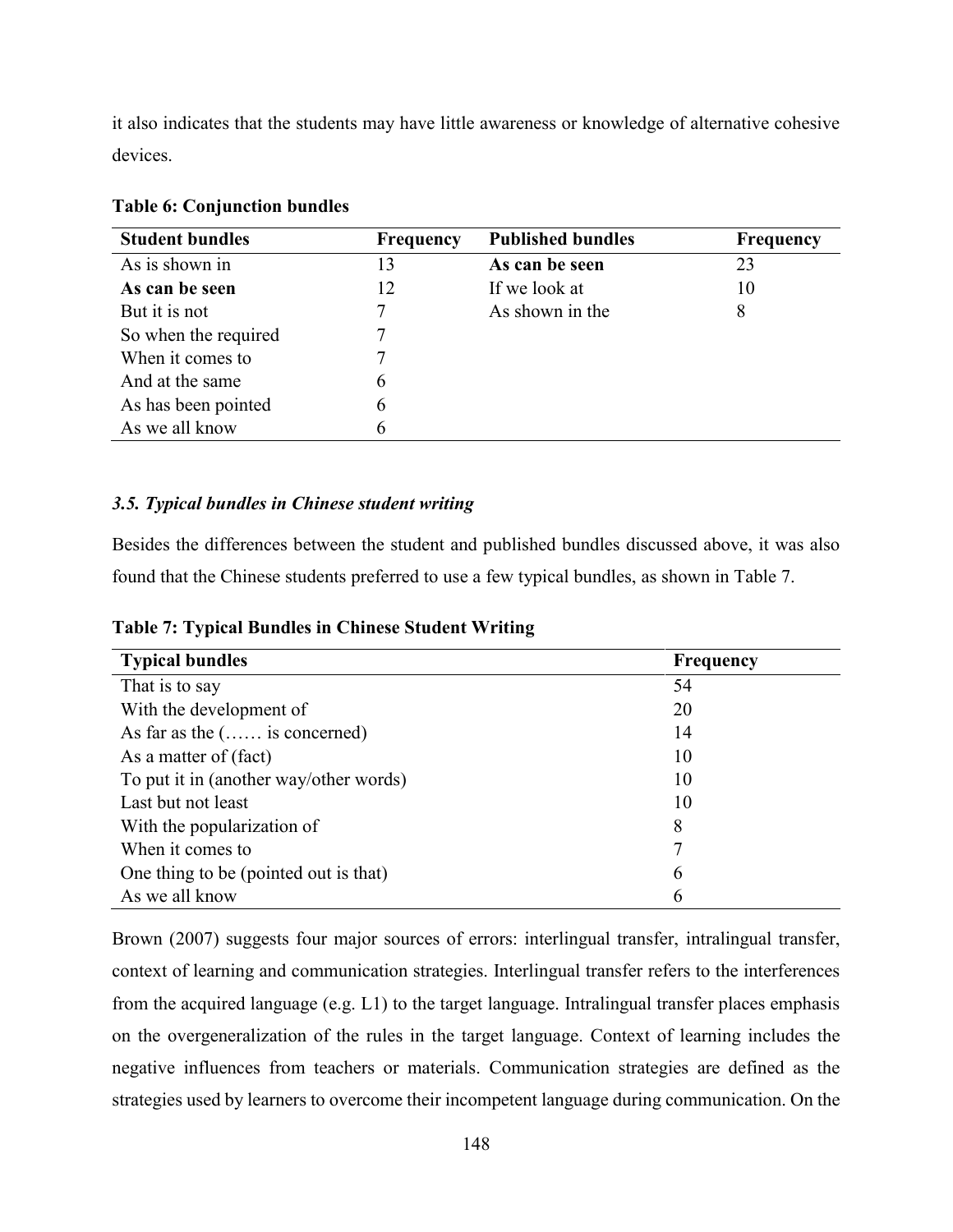it also indicates that the students may have little awareness or knowledge of alternative cohesive devices.

**Table 6: Conjunction bundles**

| Student bundles | Frequency | Published bundles | Frequency |
|---|---|---|---|
| As is shown in | 13 | **As can be seen** | 23 |
| **As can be seen** | 12 | If we look at | 10 |
| But it is not | 7 | As shown in the | 8 |
| So when the required | 7 | | |
| When it comes to | 7 | | |
| And at the same | 6 | | |
| As has been pointed | 6 | | |
| As we all know | 6 | | |

### *3.5. Typical bundles in Chinese student writing*

Besides the differences between the student and published bundles discussed above, it was also found that the Chinese students preferred to use a few typical bundles, as shown in Table 7.

**Table 7: Typical Bundles in Chinese Student Writing**

| Typical bundles | Frequency |
|---|---|
| That is to say | 54 |
| With the development of | 20 |
| As far as the (…… is concerned) | 14 |
| As a matter of (fact) | 10 |
| To put it in (another way/other words) | 10 |
| Last but not least | 10 |
| With the popularization of | 8 |
| When it comes to | 7 |
| One thing to be (pointed out is that) | 6 |
| As we all know | 6 |

Brown (2007) suggests four major sources of errors: interlingual transfer, intralingual transfer, context of learning and communication strategies. Interlingual transfer refers to the interferences from the acquired language (e.g. L1) to the target language. Intralingual transfer places emphasis on the overgeneralization of the rules in the target language. Context of learning includes the negative influences from teachers or materials. Communication strategies are defined as the strategies used by learners to overcome their incompetent language during communication. On the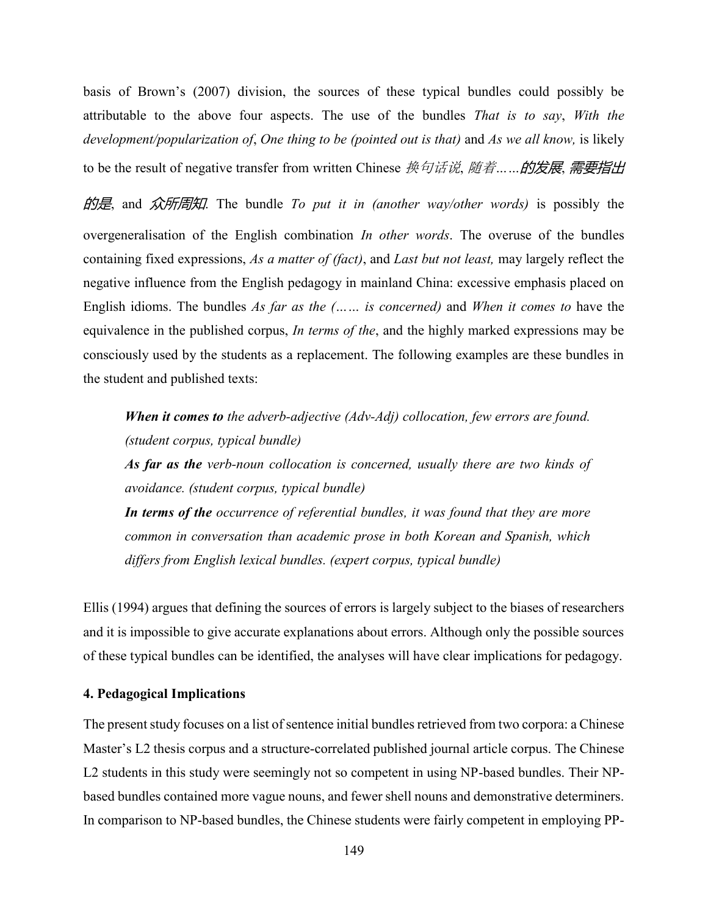basis of Brown's (2007) division, the sources of these typical bundles could possibly be attributable to the above four aspects. The use of the bundles *That is to say*, *With the development/popularization of*, *One thing to be (pointed out is that)* and *As we all know,* is likely to be the result of negative transfer from written Chinese *换句话说*, *随着……的发展*, *需要指出的是*, and *众所周知*. The bundle *To put it in (another way/other words)* is possibly the overgeneralisation of the English combination *In other words*. The overuse of the bundles containing fixed expressions, *As a matter of (fact)*, and *Last but not least,* may largely reflect the negative influence from the English pedagogy in mainland China: excessive emphasis placed on English idioms. The bundles *As far as the (…… is concerned)* and *When it comes to* have the equivalence in the published corpus, *In terms of the*, and the highly marked expressions may be consciously used by the students as a replacement. The following examples are these bundles in the student and published texts:

> ***When it comes to*** *the adverb-adjective (Adv-Adj) collocation, few errors are found. (student corpus, typical bundle)*
>
> ***As far as the*** *verb-noun collocation is concerned, usually there are two kinds of avoidance. (student corpus, typical bundle)*
>
> ***In terms of the*** *occurrence of referential bundles, it was found that they are more common in conversation than academic prose in both Korean and Spanish, which differs from English lexical bundles. (expert corpus, typical bundle)*

Ellis (1994) argues that defining the sources of errors is largely subject to the biases of researchers and it is impossible to give accurate explanations about errors. Although only the possible sources of these typical bundles can be identified, the analyses will have clear implications for pedagogy.

## 4. Pedagogical Implications

The present study focuses on a list of sentence initial bundles retrieved from two corpora: a Chinese Master's L2 thesis corpus and a structure-correlated published journal article corpus. The Chinese L2 students in this study were seemingly not so competent in using NP-based bundles. Their NP-based bundles contained more vague nouns, and fewer shell nouns and demonstrative determiners. In comparison to NP-based bundles, the Chinese students were fairly competent in employing PP-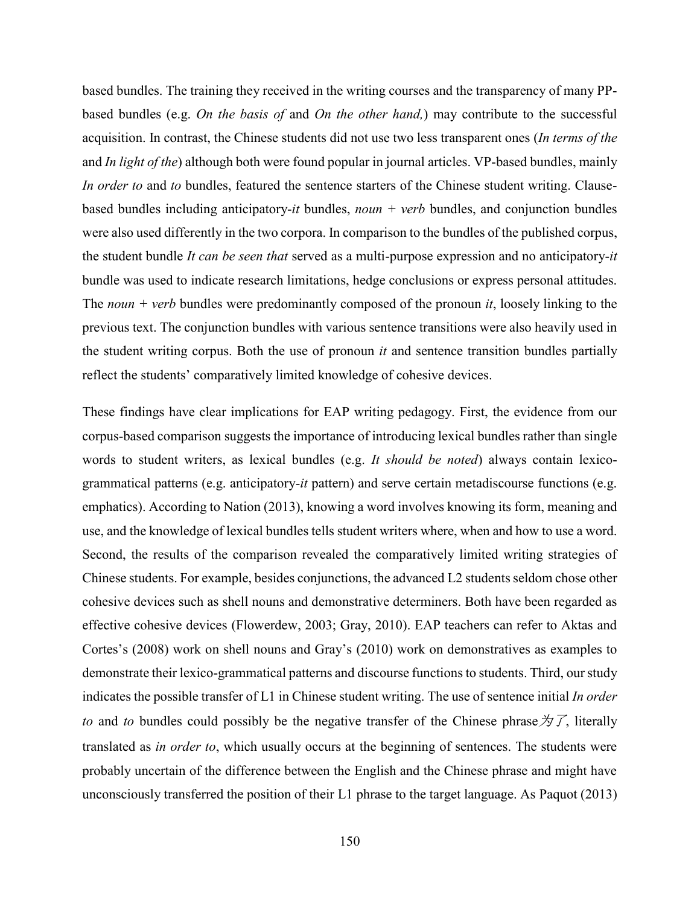based bundles. The training they received in the writing courses and the transparency of many PP-based bundles (e.g. *On the basis of* and *On the other hand,*) may contribute to the successful acquisition. In contrast, the Chinese students did not use two less transparent ones (*In terms of the* and *In light of the*) although both were found popular in journal articles. VP-based bundles, mainly *In order to* and *to* bundles, featured the sentence starters of the Chinese student writing. Clause-based bundles including anticipatory-*it* bundles, *noun + verb* bundles, and conjunction bundles were also used differently in the two corpora. In comparison to the bundles of the published corpus, the student bundle *It can be seen that* served as a multi-purpose expression and no anticipatory-*it* bundle was used to indicate research limitations, hedge conclusions or express personal attitudes. The *noun + verb* bundles were predominantly composed of the pronoun *it*, loosely linking to the previous text. The conjunction bundles with various sentence transitions were also heavily used in the student writing corpus. Both the use of pronoun *it* and sentence transition bundles partially reflect the students' comparatively limited knowledge of cohesive devices.

These findings have clear implications for EAP writing pedagogy. First, the evidence from our corpus-based comparison suggests the importance of introducing lexical bundles rather than single words to student writers, as lexical bundles (e.g. *It should be noted*) always contain lexico-grammatical patterns (e.g. anticipatory-*it* pattern) and serve certain metadiscourse functions (e.g. emphatics). According to Nation (2013), knowing a word involves knowing its form, meaning and use, and the knowledge of lexical bundles tells student writers where, when and how to use a word. Second, the results of the comparison revealed the comparatively limited writing strategies of Chinese students. For example, besides conjunctions, the advanced L2 students seldom chose other cohesive devices such as shell nouns and demonstrative determiners. Both have been regarded as effective cohesive devices (Flowerdew, 2003; Gray, 2010). EAP teachers can refer to Aktas and Cortes's (2008) work on shell nouns and Gray's (2010) work on demonstratives as examples to demonstrate their lexico-grammatical patterns and discourse functions to students. Third, our study indicates the possible transfer of L1 in Chinese student writing. The use of sentence initial *In order to* and *to* bundles could possibly be the negative transfer of the Chinese phrase *为了*, literally translated as *in order to*, which usually occurs at the beginning of sentences. The students were probably uncertain of the difference between the English and the Chinese phrase and might have unconsciously transferred the position of their L1 phrase to the target language. As Paquot (2013)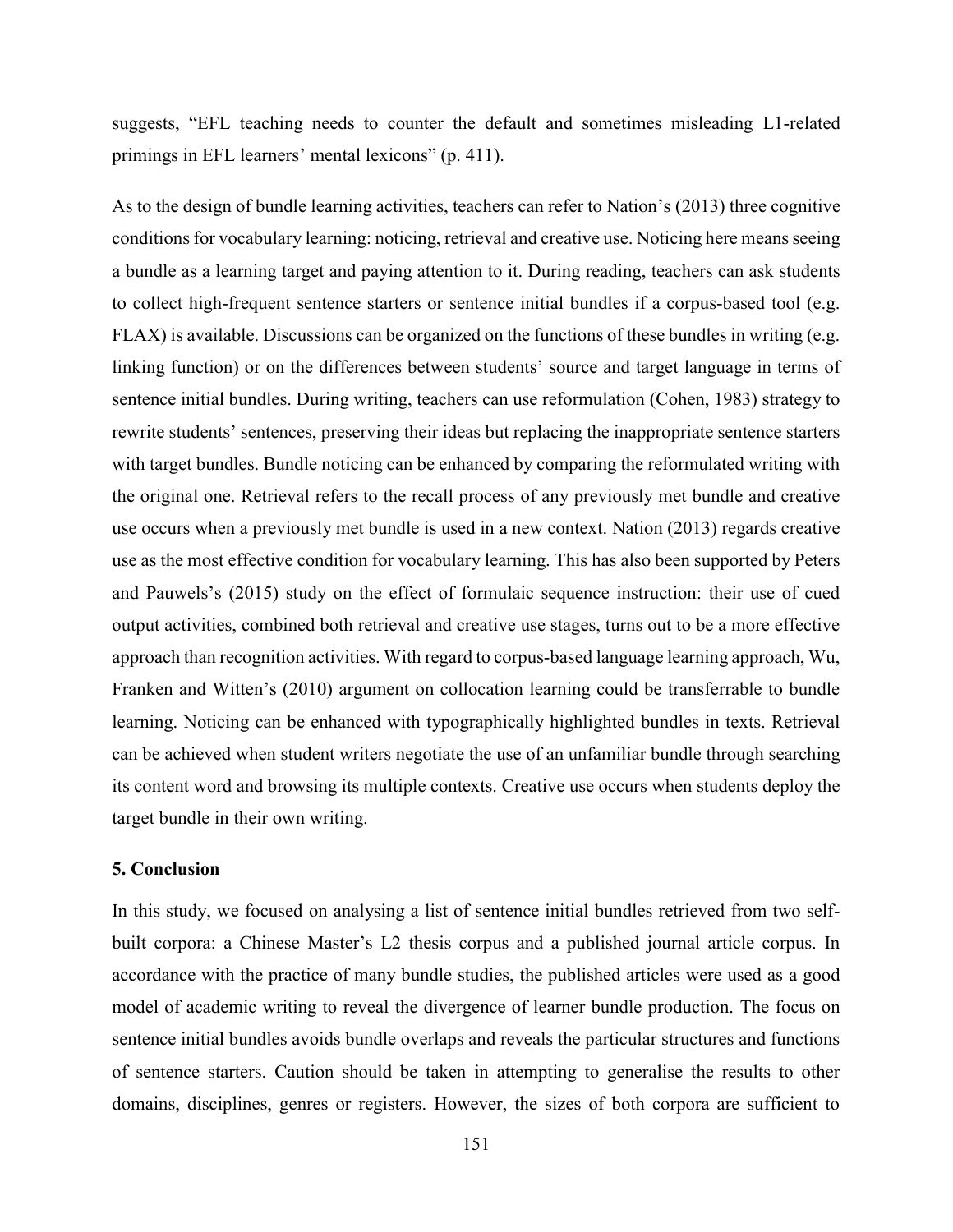suggests, "EFL teaching needs to counter the default and sometimes misleading L1-related primings in EFL learners' mental lexicons" (p. 411).

As to the design of bundle learning activities, teachers can refer to Nation's (2013) three cognitive conditions for vocabulary learning: noticing, retrieval and creative use. Noticing here means seeing a bundle as a learning target and paying attention to it. During reading, teachers can ask students to collect high-frequent sentence starters or sentence initial bundles if a corpus-based tool (e.g. FLAX) is available. Discussions can be organized on the functions of these bundles in writing (e.g. linking function) or on the differences between students' source and target language in terms of sentence initial bundles. During writing, teachers can use reformulation (Cohen, 1983) strategy to rewrite students' sentences, preserving their ideas but replacing the inappropriate sentence starters with target bundles. Bundle noticing can be enhanced by comparing the reformulated writing with the original one. Retrieval refers to the recall process of any previously met bundle and creative use occurs when a previously met bundle is used in a new context. Nation (2013) regards creative use as the most effective condition for vocabulary learning. This has also been supported by Peters and Pauwels's (2015) study on the effect of formulaic sequence instruction: their use of cued output activities, combined both retrieval and creative use stages, turns out to be a more effective approach than recognition activities. With regard to corpus-based language learning approach, Wu, Franken and Witten's (2010) argument on collocation learning could be transferrable to bundle learning. Noticing can be enhanced with typographically highlighted bundles in texts. Retrieval can be achieved when student writers negotiate the use of an unfamiliar bundle through searching its content word and browsing its multiple contexts. Creative use occurs when students deploy the target bundle in their own writing.

## 5. Conclusion

In this study, we focused on analysing a list of sentence initial bundles retrieved from two self-built corpora: a Chinese Master's L2 thesis corpus and a published journal article corpus. In accordance with the practice of many bundle studies, the published articles were used as a good model of academic writing to reveal the divergence of learner bundle production. The focus on sentence initial bundles avoids bundle overlaps and reveals the particular structures and functions of sentence starters. Caution should be taken in attempting to generalise the results to other domains, disciplines, genres or registers. However, the sizes of both corpora are sufficient to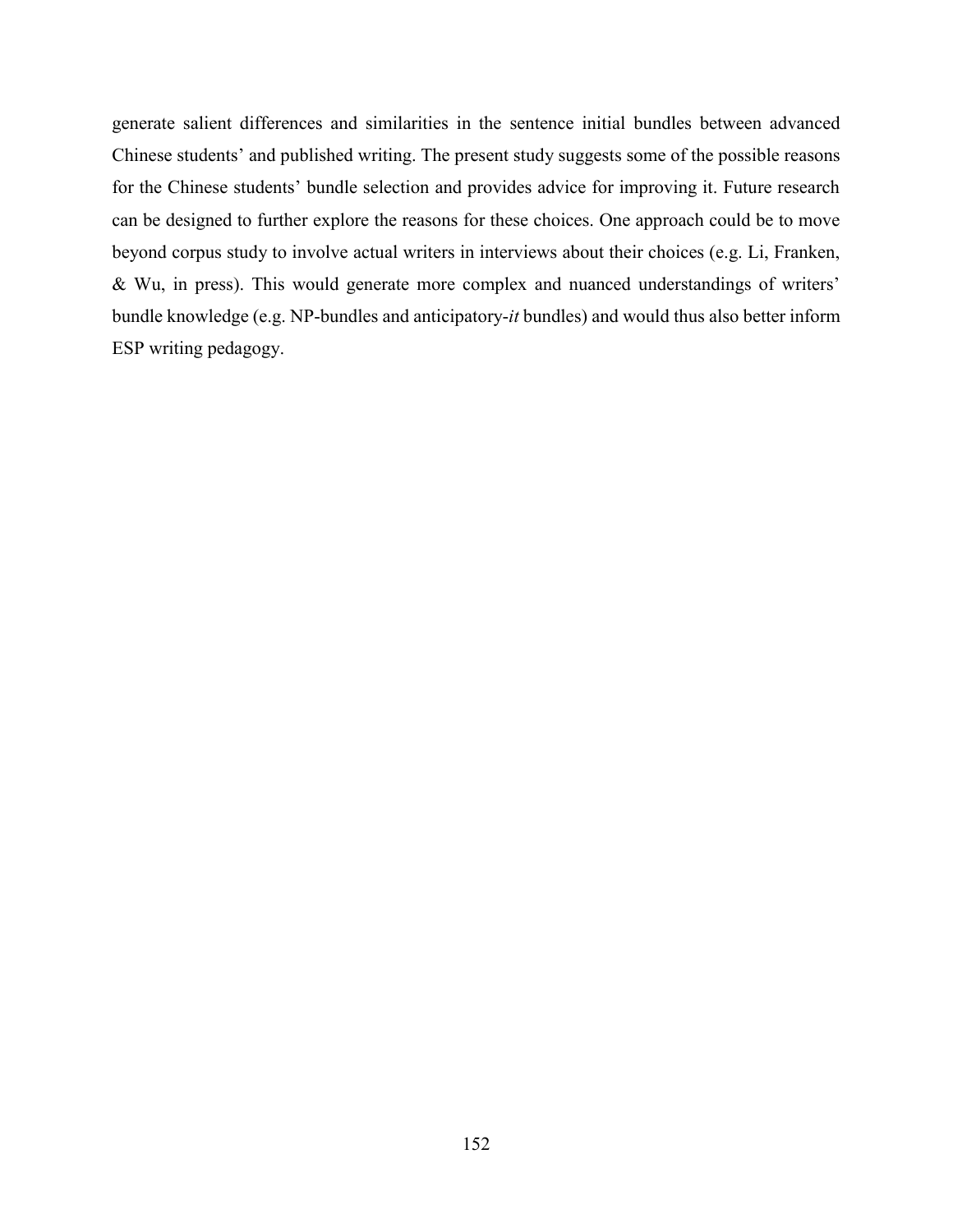generate salient differences and similarities in the sentence initial bundles between advanced Chinese students' and published writing. The present study suggests some of the possible reasons for the Chinese students' bundle selection and provides advice for improving it. Future research can be designed to further explore the reasons for these choices. One approach could be to move beyond corpus study to involve actual writers in interviews about their choices (e.g. Li, Franken, & Wu, in press). This would generate more complex and nuanced understandings of writers' bundle knowledge (e.g. NP-bundles and anticipatory-*it* bundles) and would thus also better inform ESP writing pedagogy.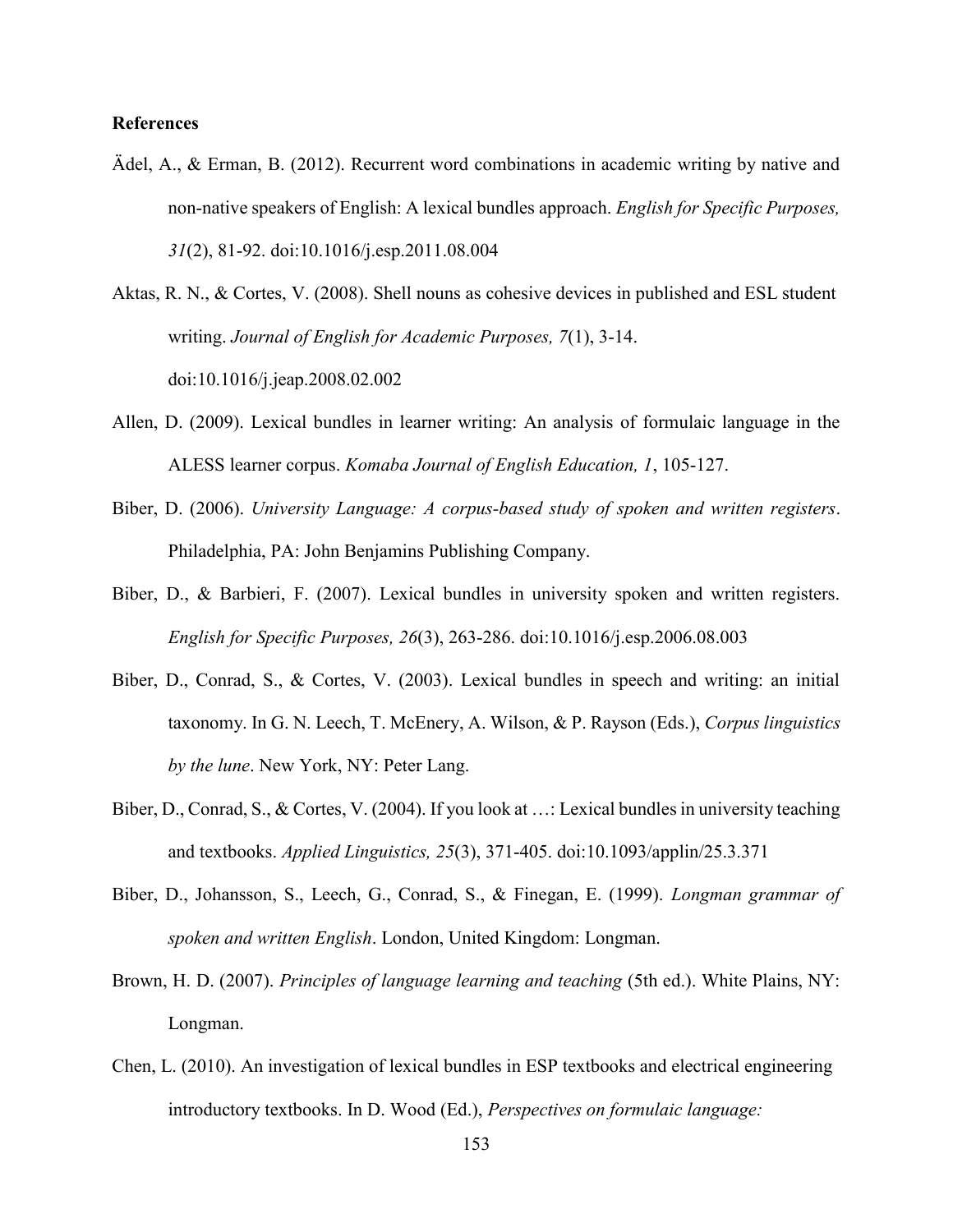**References**

Ädel, A., & Erman, B. (2012). Recurrent word combinations in academic writing by native and non-native speakers of English: A lexical bundles approach. *English for Specific Purposes, 31*(2), 81-92. doi:10.1016/j.esp.2011.08.004

Aktas, R. N., & Cortes, V. (2008). Shell nouns as cohesive devices in published and ESL student writing. *Journal of English for Academic Purposes, 7*(1), 3-14. doi:10.1016/j.jeap.2008.02.002

Allen, D. (2009). Lexical bundles in learner writing: An analysis of formulaic language in the ALESS learner corpus. *Komaba Journal of English Education, 1*, 105-127.

Biber, D. (2006). *University Language: A corpus-based study of spoken and written registers*. Philadelphia, PA: John Benjamins Publishing Company.

Biber, D., & Barbieri, F. (2007). Lexical bundles in university spoken and written registers. *English for Specific Purposes, 26*(3), 263-286. doi:10.1016/j.esp.2006.08.003

Biber, D., Conrad, S., & Cortes, V. (2003). Lexical bundles in speech and writing: an initial taxonomy. In G. N. Leech, T. McEnery, A. Wilson, & P. Rayson (Eds.), *Corpus linguistics by the lune*. New York, NY: Peter Lang.

Biber, D., Conrad, S., & Cortes, V. (2004). If you look at …: Lexical bundles in university teaching and textbooks. *Applied Linguistics, 25*(3), 371-405. doi:10.1093/applin/25.3.371

Biber, D., Johansson, S., Leech, G., Conrad, S., & Finegan, E. (1999). *Longman grammar of spoken and written English*. London, United Kingdom: Longman.

Brown, H. D. (2007). *Principles of language learning and teaching* (5th ed.). White Plains, NY: Longman.

Chen, L. (2010). An investigation of lexical bundles in ESP textbooks and electrical engineering introductory textbooks. In D. Wood (Ed.), *Perspectives on formulaic language:*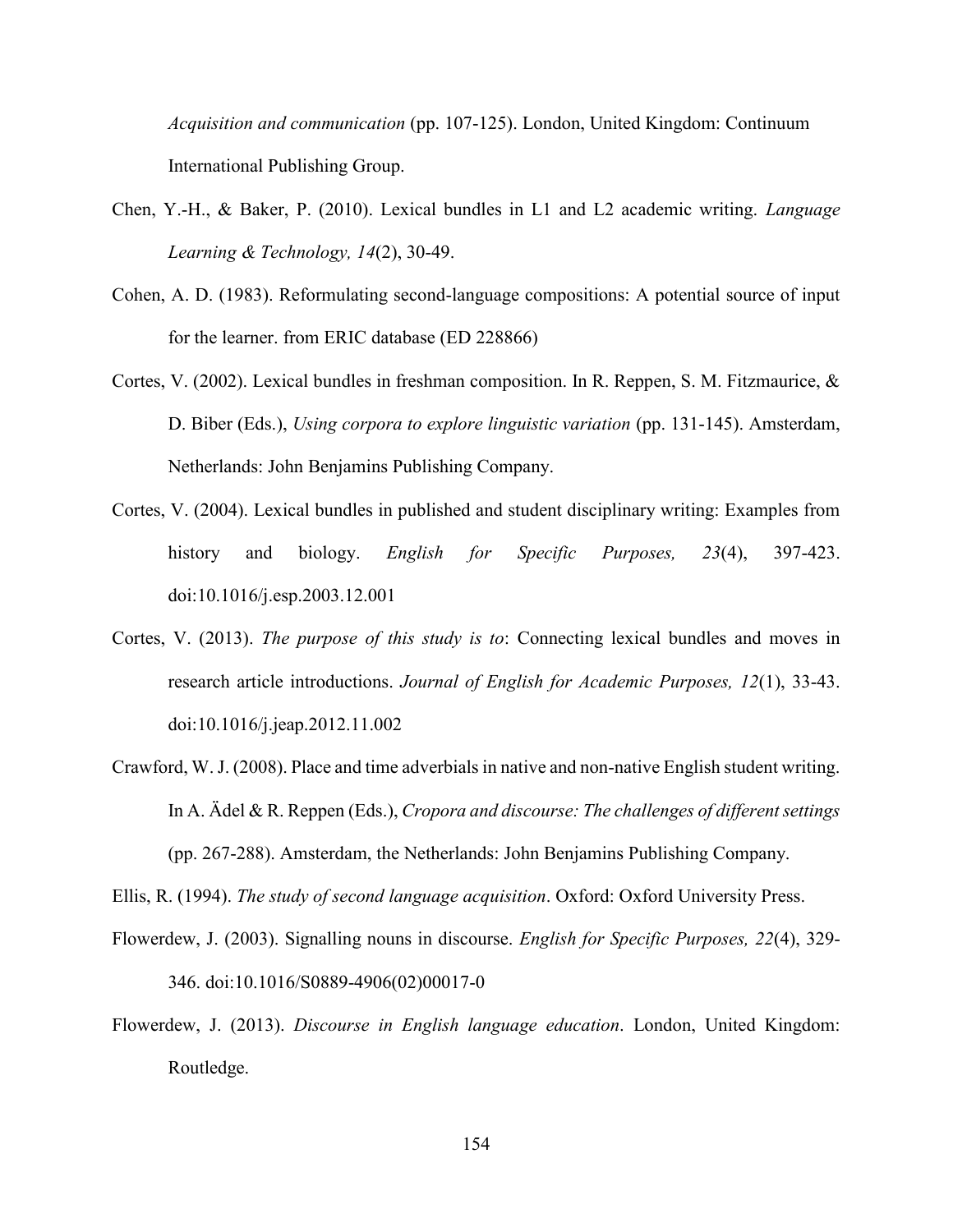*Acquisition and communication* (pp. 107-125). London, United Kingdom: Continuum International Publishing Group.

Chen, Y.-H., & Baker, P. (2010). Lexical bundles in L1 and L2 academic writing. *Language Learning & Technology, 14*(2), 30-49.

Cohen, A. D. (1983). Reformulating second-language compositions: A potential source of input for the learner. from ERIC database (ED 228866)

Cortes, V. (2002). Lexical bundles in freshman composition. In R. Reppen, S. M. Fitzmaurice, & D. Biber (Eds.), *Using corpora to explore linguistic variation* (pp. 131-145). Amsterdam, Netherlands: John Benjamins Publishing Company.

Cortes, V. (2004). Lexical bundles in published and student disciplinary writing: Examples from history and biology. *English for Specific Purposes, 23*(4), 397-423. doi:10.1016/j.esp.2003.12.001

Cortes, V. (2013). *The purpose of this study is to*: Connecting lexical bundles and moves in research article introductions. *Journal of English for Academic Purposes, 12*(1), 33-43. doi:10.1016/j.jeap.2012.11.002

Crawford, W. J. (2008). Place and time adverbials in native and non-native English student writing. In A. Ädel & R. Reppen (Eds.), *Cropora and discourse: The challenges of different settings* (pp. 267-288). Amsterdam, the Netherlands: John Benjamins Publishing Company.

Ellis, R. (1994). *The study of second language acquisition*. Oxford: Oxford University Press.

Flowerdew, J. (2003). Signalling nouns in discourse. *English for Specific Purposes, 22*(4), 329-346. doi:10.1016/S0889-4906(02)00017-0

Flowerdew, J. (2013). *Discourse in English language education*. London, United Kingdom: Routledge.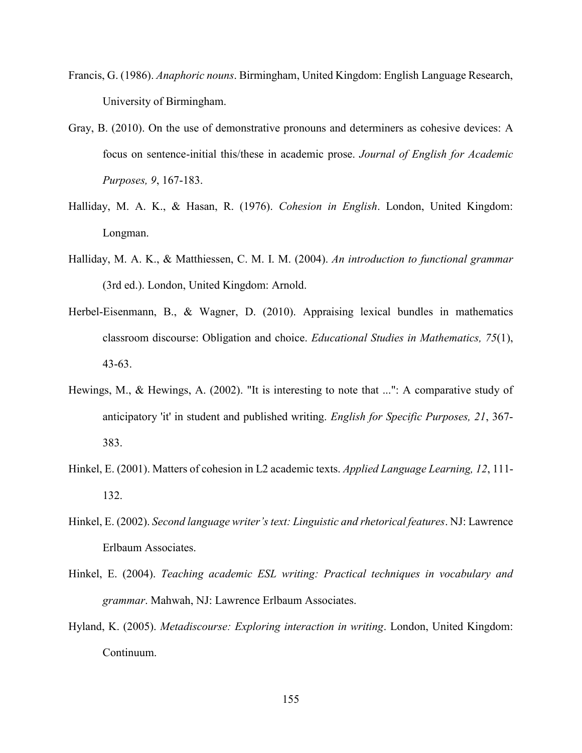Francis, G. (1986). *Anaphoric nouns*. Birmingham, United Kingdom: English Language Research, University of Birmingham.

Gray, B. (2010). On the use of demonstrative pronouns and determiners as cohesive devices: A focus on sentence-initial this/these in academic prose. *Journal of English for Academic Purposes, 9*, 167-183.

Halliday, M. A. K., & Hasan, R. (1976). *Cohesion in English*. London, United Kingdom: Longman.

Halliday, M. A. K., & Matthiessen, C. M. I. M. (2004). *An introduction to functional grammar* (3rd ed.). London, United Kingdom: Arnold.

Herbel-Eisenmann, B., & Wagner, D. (2010). Appraising lexical bundles in mathematics classroom discourse: Obligation and choice. *Educational Studies in Mathematics, 75*(1), 43-63.

Hewings, M., & Hewings, A. (2002). "It is interesting to note that ...": A comparative study of anticipatory 'it' in student and published writing. *English for Specific Purposes, 21*, 367-383.

Hinkel, E. (2001). Matters of cohesion in L2 academic texts. *Applied Language Learning, 12*, 111-132.

Hinkel, E. (2002). *Second language writer's text: Linguistic and rhetorical features*. NJ: Lawrence Erlbaum Associates.

Hinkel, E. (2004). *Teaching academic ESL writing: Practical techniques in vocabulary and grammar*. Mahwah, NJ: Lawrence Erlbaum Associates.

Hyland, K. (2005). *Metadiscourse: Exploring interaction in writing*. London, United Kingdom: Continuum.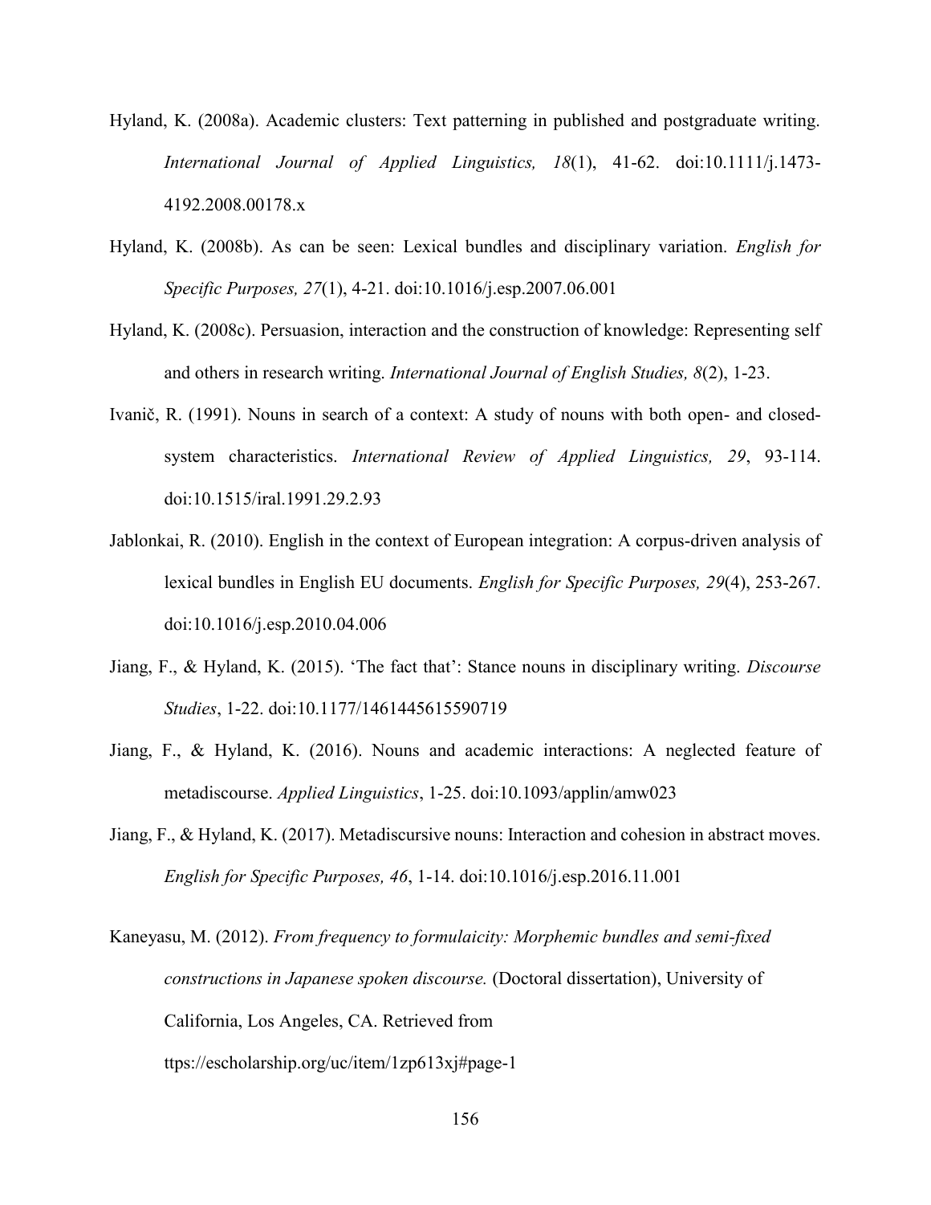Hyland, K. (2008a). Academic clusters: Text patterning in published and postgraduate writing. *International Journal of Applied Linguistics, 18*(1), 41-62. doi:10.1111/j.1473-4192.2008.00178.x

Hyland, K. (2008b). As can be seen: Lexical bundles and disciplinary variation. *English for Specific Purposes, 27*(1), 4-21. doi:10.1016/j.esp.2007.06.001

Hyland, K. (2008c). Persuasion, interaction and the construction of knowledge: Representing self and others in research writing. *International Journal of English Studies, 8*(2), 1-23.

Ivanič, R. (1991). Nouns in search of a context: A study of nouns with both open- and closed-system characteristics. *International Review of Applied Linguistics, 29*, 93-114. doi:10.1515/iral.1991.29.2.93

Jablonkai, R. (2010). English in the context of European integration: A corpus-driven analysis of lexical bundles in English EU documents. *English for Specific Purposes, 29*(4), 253-267. doi:10.1016/j.esp.2010.04.006

Jiang, F., & Hyland, K. (2015). 'The fact that': Stance nouns in disciplinary writing. *Discourse Studies*, 1-22. doi:10.1177/1461445615590719

Jiang, F., & Hyland, K. (2016). Nouns and academic interactions: A neglected feature of metadiscourse. *Applied Linguistics*, 1-25. doi:10.1093/applin/amw023

Jiang, F., & Hyland, K. (2017). Metadiscursive nouns: Interaction and cohesion in abstract moves. *English for Specific Purposes, 46*, 1-14. doi:10.1016/j.esp.2016.11.001

Kaneyasu, M. (2012). *From frequency to formulaicity: Morphemic bundles and semi-fixed constructions in Japanese spoken discourse.* (Doctoral dissertation), University of California, Los Angeles, CA. Retrieved from ttps://escholarship.org/uc/item/1zp613xj#page-1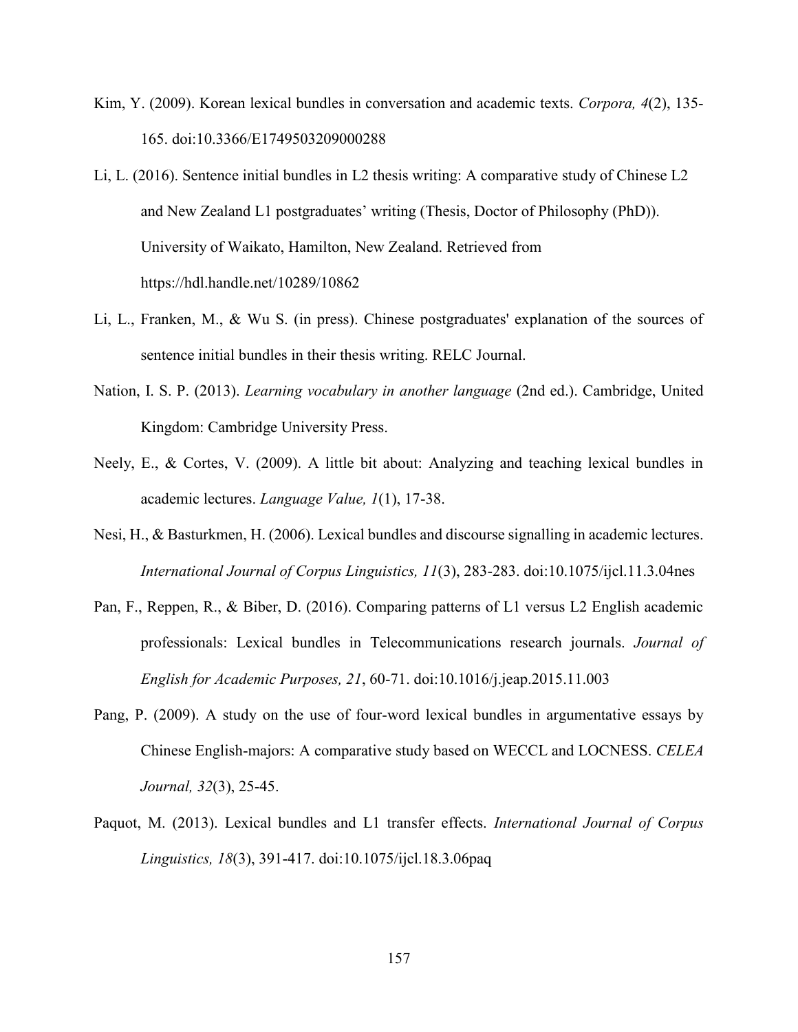Kim, Y. (2009). Korean lexical bundles in conversation and academic texts. *Corpora, 4*(2), 135-165. doi:10.3366/E1749503209000288

Li, L. (2016). Sentence initial bundles in L2 thesis writing: A comparative study of Chinese L2 and New Zealand L1 postgraduates' writing (Thesis, Doctor of Philosophy (PhD)). University of Waikato, Hamilton, New Zealand. Retrieved from https://hdl.handle.net/10289/10862

Li, L., Franken, M., & Wu S. (in press). Chinese postgraduates' explanation of the sources of sentence initial bundles in their thesis writing. RELC Journal.

Nation, I. S. P. (2013). *Learning vocabulary in another language* (2nd ed.). Cambridge, United Kingdom: Cambridge University Press.

Neely, E., & Cortes, V. (2009). A little bit about: Analyzing and teaching lexical bundles in academic lectures. *Language Value, 1*(1), 17-38.

Nesi, H., & Basturkmen, H. (2006). Lexical bundles and discourse signalling in academic lectures. *International Journal of Corpus Linguistics, 11*(3), 283-283. doi:10.1075/ijcl.11.3.04nes

Pan, F., Reppen, R., & Biber, D. (2016). Comparing patterns of L1 versus L2 English academic professionals: Lexical bundles in Telecommunications research journals. *Journal of English for Academic Purposes, 21*, 60-71. doi:10.1016/j.jeap.2015.11.003

Pang, P. (2009). A study on the use of four-word lexical bundles in argumentative essays by Chinese English-majors: A comparative study based on WECCL and LOCNESS. *CELEA Journal, 32*(3), 25-45.

Paquot, M. (2013). Lexical bundles and L1 transfer effects. *International Journal of Corpus Linguistics, 18*(3), 391-417. doi:10.1075/ijcl.18.3.06paq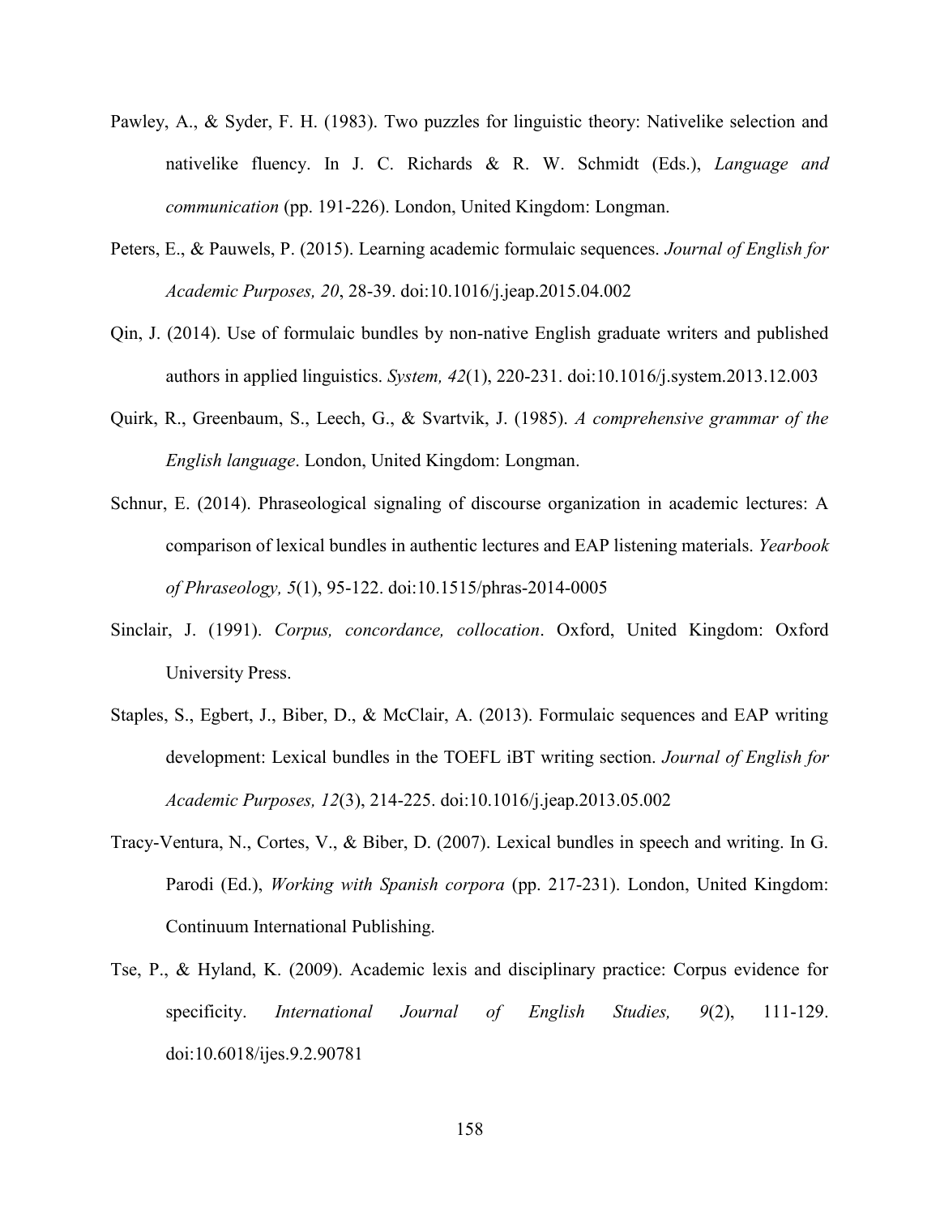Pawley, A., & Syder, F. H. (1983). Two puzzles for linguistic theory: Nativelike selection and nativelike fluency. In J. C. Richards & R. W. Schmidt (Eds.), *Language and communication* (pp. 191-226). London, United Kingdom: Longman.

Peters, E., & Pauwels, P. (2015). Learning academic formulaic sequences. *Journal of English for Academic Purposes, 20*, 28-39. doi:10.1016/j.jeap.2015.04.002

Qin, J. (2014). Use of formulaic bundles by non-native English graduate writers and published authors in applied linguistics. *System, 42*(1), 220-231. doi:10.1016/j.system.2013.12.003

Quirk, R., Greenbaum, S., Leech, G., & Svartvik, J. (1985). *A comprehensive grammar of the English language*. London, United Kingdom: Longman.

Schnur, E. (2014). Phraseological signaling of discourse organization in academic lectures: A comparison of lexical bundles in authentic lectures and EAP listening materials. *Yearbook of Phraseology, 5*(1), 95-122. doi:10.1515/phras-2014-0005

Sinclair, J. (1991). *Corpus, concordance, collocation*. Oxford, United Kingdom: Oxford University Press.

Staples, S., Egbert, J., Biber, D., & McClair, A. (2013). Formulaic sequences and EAP writing development: Lexical bundles in the TOEFL iBT writing section. *Journal of English for Academic Purposes, 12*(3), 214-225. doi:10.1016/j.jeap.2013.05.002

Tracy-Ventura, N., Cortes, V., & Biber, D. (2007). Lexical bundles in speech and writing. In G. Parodi (Ed.), *Working with Spanish corpora* (pp. 217-231). London, United Kingdom: Continuum International Publishing.

Tse, P., & Hyland, K. (2009). Academic lexis and disciplinary practice: Corpus evidence for specificity. *International Journal of English Studies, 9*(2), 111-129. doi:10.6018/ijes.9.2.90781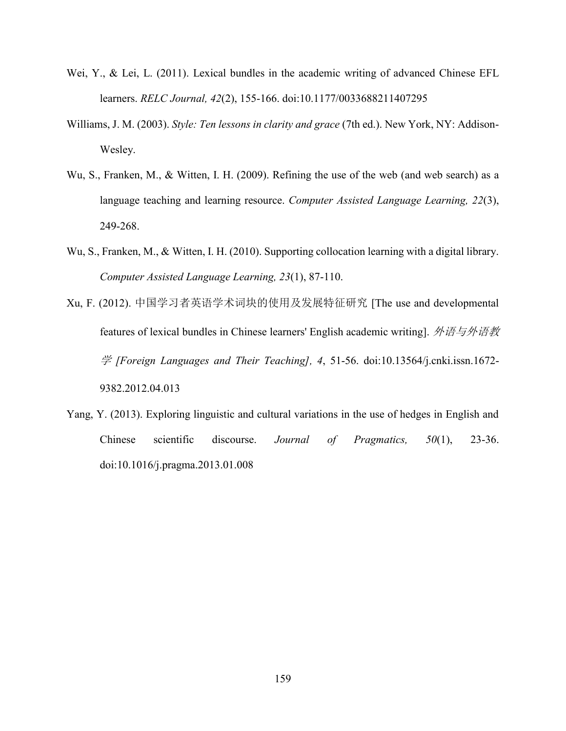Wei, Y., & Lei, L. (2011). Lexical bundles in the academic writing of advanced Chinese EFL learners. *RELC Journal, 42*(2), 155-166. doi:10.1177/0033688211407295

Williams, J. M. (2003). *Style: Ten lessons in clarity and grace* (7th ed.). New York, NY: Addison-Wesley.

Wu, S., Franken, M., & Witten, I. H. (2009). Refining the use of the web (and web search) as a language teaching and learning resource. *Computer Assisted Language Learning, 22*(3), 249-268.

Wu, S., Franken, M., & Witten, I. H. (2010). Supporting collocation learning with a digital library. *Computer Assisted Language Learning, 23*(1), 87-110.

Xu, F. (2012). 中国学习者英语学术词块的使用及发展特征研究 [The use and developmental features of lexical bundles in Chinese learners' English academic writing]. *外语与外语教学 [Foreign Languages and Their Teaching], 4*, 51-56. doi:10.13564/j.cnki.issn.1672-9382.2012.04.013

Yang, Y. (2013). Exploring linguistic and cultural variations in the use of hedges in English and Chinese scientific discourse. *Journal of Pragmatics, 50*(1), 23-36. doi:10.1016/j.pragma.2013.01.008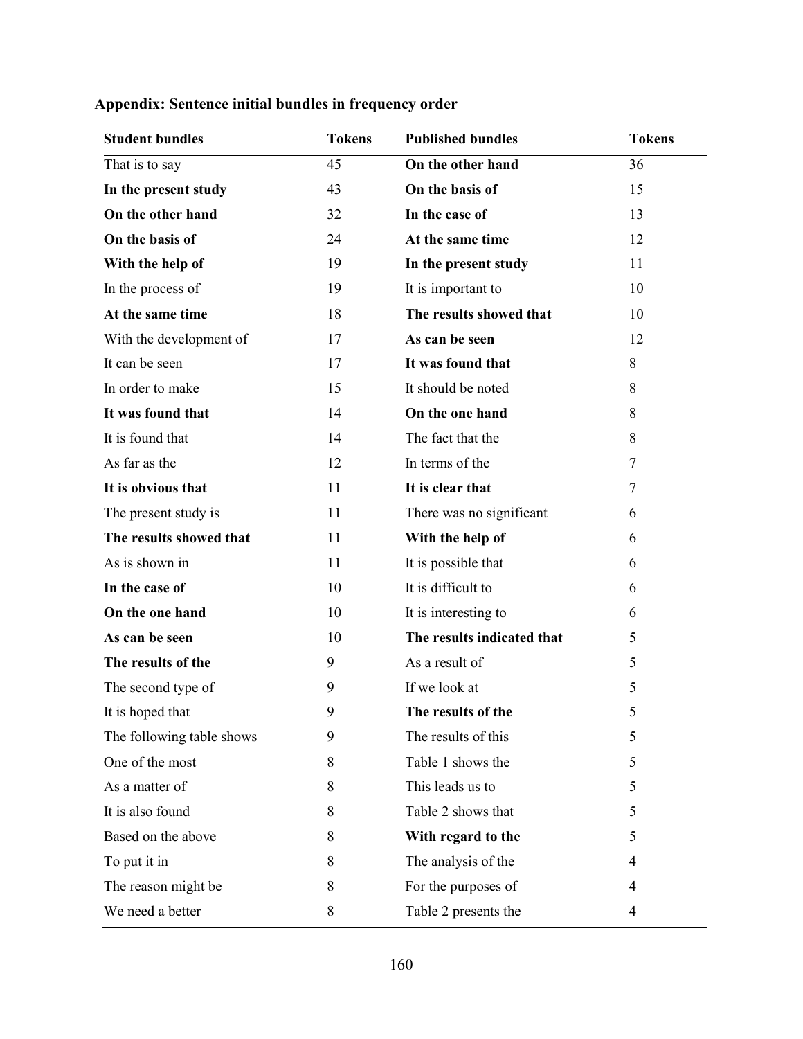**Appendix: Sentence initial bundles in frequency order**

| Student bundles | Tokens | Published bundles | Tokens |
|---|---|---|---|
| That is to say | 45 | **On the other hand** | 36 |
| **In the present study** | 43 | **On the basis of** | 15 |
| **On the other hand** | 32 | **In the case of** | 13 |
| **On the basis of** | 24 | **At the same time** | 12 |
| **With the help of** | 19 | **In the present study** | 11 |
| In the process of | 19 | It is important to | 10 |
| **At the same time** | 18 | **The results showed that** | 10 |
| With the development of | 17 | **As can be seen** | 12 |
| It can be seen | 17 | **It was found that** | 8 |
| In order to make | 15 | It should be noted | 8 |
| **It was found that** | 14 | **On the one hand** | 8 |
| It is found that | 14 | The fact that the | 8 |
| As far as the | 12 | In terms of the | 7 |
| **It is obvious that** | 11 | **It is clear that** | 7 |
| The present study is | 11 | There was no significant | 6 |
| **The results showed that** | 11 | **With the help of** | 6 |
| As is shown in | 11 | It is possible that | 6 |
| **In the case of** | 10 | It is difficult to | 6 |
| **On the one hand** | 10 | It is interesting to | 6 |
| **As can be seen** | 10 | **The results indicated that** | 5 |
| **The results of the** | 9 | As a result of | 5 |
| The second type of | 9 | If we look at | 5 |
| It is hoped that | 9 | **The results of the** | 5 |
| The following table shows | 9 | The results of this | 5 |
| One of the most | 8 | Table 1 shows the | 5 |
| As a matter of | 8 | This leads us to | 5 |
| It is also found | 8 | Table 2 shows that | 5 |
| Based on the above | 8 | **With regard to the** | 5 |
| To put it in | 8 | The analysis of the | 4 |
| The reason might be | 8 | For the purposes of | 4 |
| We need a better | 8 | Table 2 presents the | 4 |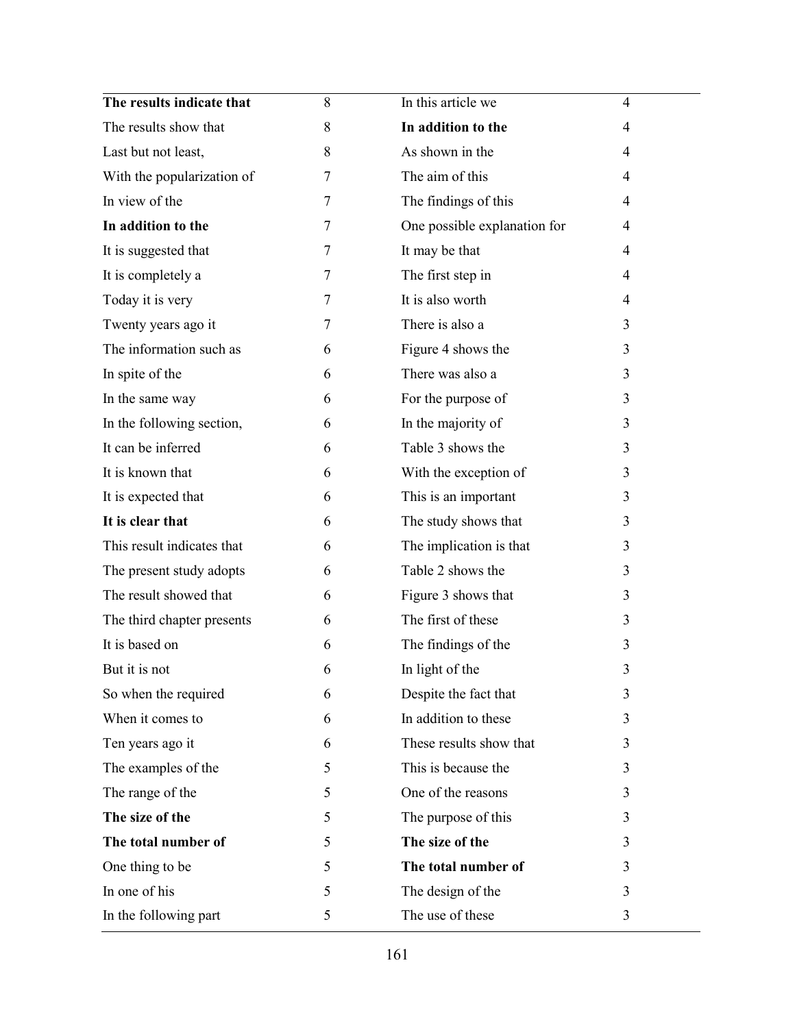| | | | |
|---|---|---|---|
| **The results indicate that** | 8 | In this article we | 4 |
| The results show that | 8 | **In addition to the** | 4 |
| Last but not least, | 8 | As shown in the | 4 |
| With the popularization of | 7 | The aim of this | 4 |
| In view of the | 7 | The findings of this | 4 |
| **In addition to the** | 7 | One possible explanation for | 4 |
| It is suggested that | 7 | It may be that | 4 |
| It is completely a | 7 | The first step in | 4 |
| Today it is very | 7 | It is also worth | 4 |
| Twenty years ago it | 7 | There is also a | 3 |
| The information such as | 6 | Figure 4 shows the | 3 |
| In spite of the | 6 | There was also a | 3 |
| In the same way | 6 | For the purpose of | 3 |
| In the following section, | 6 | In the majority of | 3 |
| It can be inferred | 6 | Table 3 shows the | 3 |
| It is known that | 6 | With the exception of | 3 |
| It is expected that | 6 | This is an important | 3 |
| **It is clear that** | 6 | The study shows that | 3 |
| This result indicates that | 6 | The implication is that | 3 |
| The present study adopts | 6 | Table 2 shows the | 3 |
| The result showed that | 6 | Figure 3 shows that | 3 |
| The third chapter presents | 6 | The first of these | 3 |
| It is based on | 6 | The findings of the | 3 |
| But it is not | 6 | In light of the | 3 |
| So when the required | 6 | Despite the fact that | 3 |
| When it comes to | 6 | In addition to these | 3 |
| Ten years ago it | 6 | These results show that | 3 |
| The examples of the | 5 | This is because the | 3 |
| The range of the | 5 | One of the reasons | 3 |
| **The size of the** | 5 | The purpose of this | 3 |
| **The total number of** | 5 | **The size of the** | 3 |
| One thing to be | 5 | **The total number of** | 3 |
| In one of his | 5 | The design of the | 3 |
| In the following part | 5 | The use of these | 3 |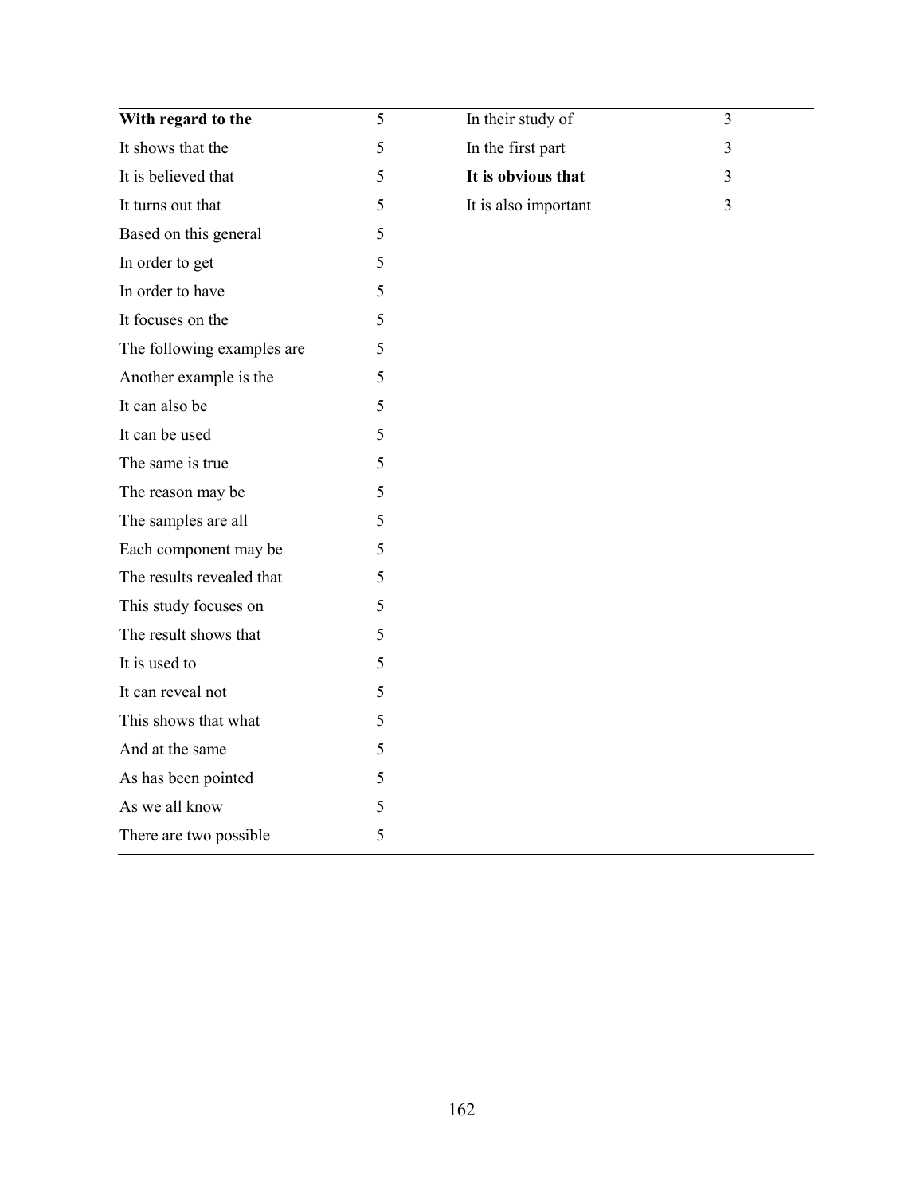| | | | |
|---|---|---|---|
| **With regard to the** | 5 | In their study of | 3 |
| It shows that the | 5 | In the first part | 3 |
| It is believed that | 5 | **It is obvious that** | 3 |
| It turns out that | 5 | It is also important | 3 |
| Based on this general | 5 | | |
| In order to get | 5 | | |
| In order to have | 5 | | |
| It focuses on the | 5 | | |
| The following examples are | 5 | | |
| Another example is the | 5 | | |
| It can also be | 5 | | |
| It can be used | 5 | | |
| The same is true | 5 | | |
| The reason may be | 5 | | |
| The samples are all | 5 | | |
| Each component may be | 5 | | |
| The results revealed that | 5 | | |
| This study focuses on | 5 | | |
| The result shows that | 5 | | |
| It is used to | 5 | | |
| It can reveal not | 5 | | |
| This shows that what | 5 | | |
| And at the same | 5 | | |
| As has been pointed | 5 | | |
| As we all know | 5 | | |
| There are two possible | 5 | | |